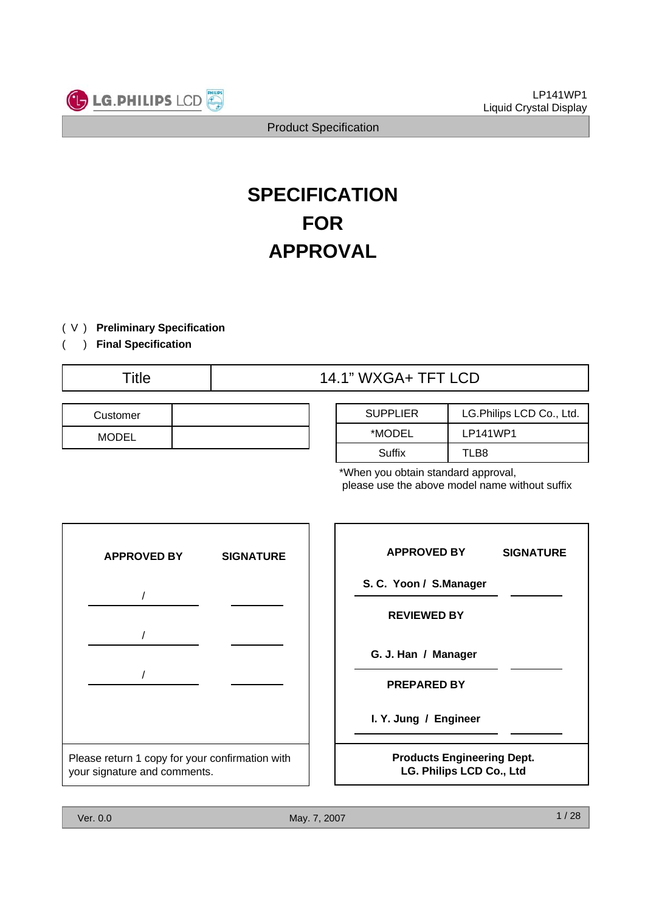# SPECIFICATION FOR APPROVAL

( V ) **Preliminary Specification**

(   ) **Final Specification**

| Title | 14.1" WXGA+ TFT LCD |
|---|---|

| Customer | |
|---|---|
| MODEL | |

| SUPPLIER | LG.Philips LCD Co., Ltd. |
|---|---|
| *MODEL | LP141WP1 |
| Suffix | TLB8 |

*When you obtain standard approval, please use the above model name without suffix

| APPROVED BY | SIGNATURE |
|---|---|
| / | |
| / | |
| / | |

Please return 1 copy for your confirmation with your signature and comments.

| APPROVED BY | SIGNATURE |
|---|---|
| **S. C. Yoon / S.Manager** | |
| **REVIEWED BY** | |
| **G. J. Han / Manager** | |
| **PREPARED BY** | |
| **I. Y. Jung / Engineer** | |

**Products Engineering Dept.**
**LG. Philips LCD Co., Ltd**

Ver. 0.0 May. 7, 2007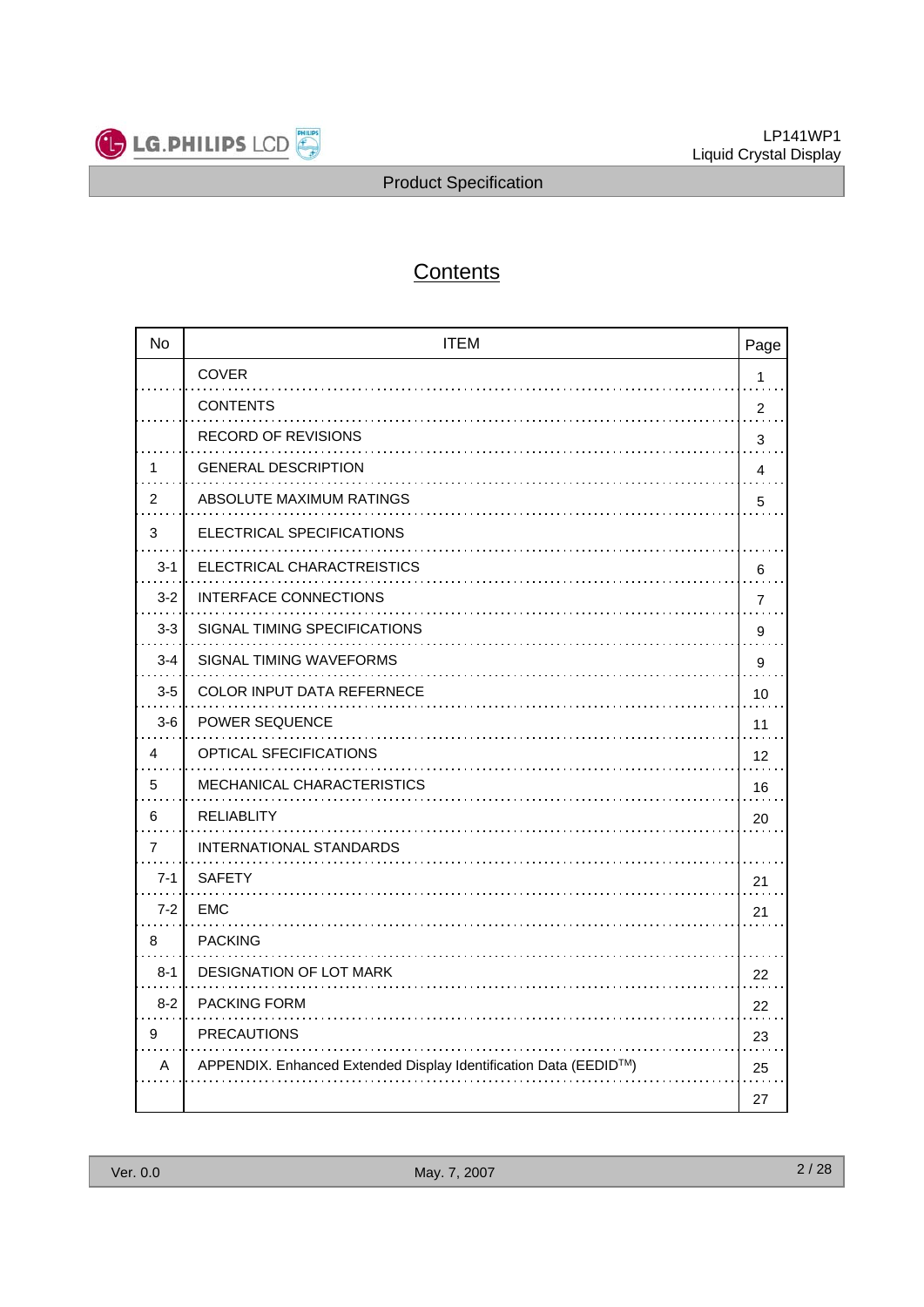# Contents

| No | ITEM | Page |
|---|---|---|
| | COVER | 1 |
| | CONTENTS | 2 |
| | RECORD OF REVISIONS | 3 |
| 1 | GENERAL DESCRIPTION | 4 |
| 2 | ABSOLUTE MAXIMUM RATINGS | 5 |
| 3 | ELECTRICAL SPECIFICATIONS | |
| 3-1 | ELECTRICAL CHARACTREISTICS | 6 |
| 3-2 | INTERFACE CONNECTIONS | 7 |
| 3-3 | SIGNAL TIMING SPECIFICATIONS | 9 |
| 3-4 | SIGNAL TIMING WAVEFORMS | 9 |
| 3-5 | COLOR INPUT DATA REFERNECE | 10 |
| 3-6 | POWER SEQUENCE | 11 |
| 4 | OPTICAL SFECIFICATIONS | 12 |
| 5 | MECHANICAL CHARACTERISTICS | 16 |
| 6 | RELIABLITY | 20 |
| 7 | INTERNATIONAL STANDARDS | |
| 7-1 | SAFETY | 21 |
| 7-2 | EMC | 21 |
| 8 | PACKING | |
| 8-1 | DESIGNATION OF LOT MARK | 22 |
| 8-2 | PACKING FORM | 22 |
| 9 | PRECAUTIONS | 23 |
| A | APPENDIX. Enhanced Extended Display Identification Data (EEDID™) | 25 |
| | | 27 |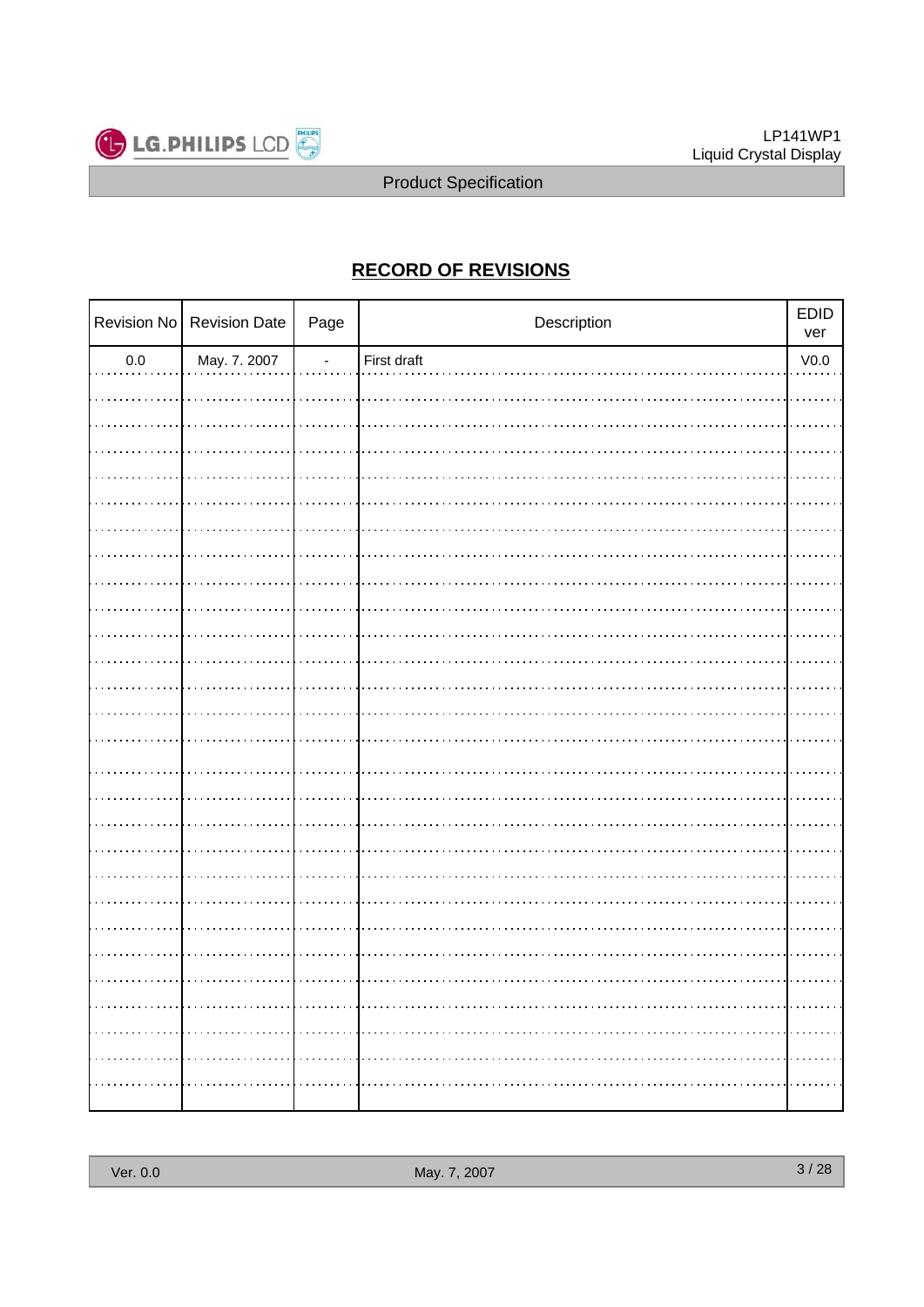## RECORD OF REVISIONS

| Revision No | Revision Date | Page | Description | EDID ver |
|---|---|---|---|---|
| 0.0 | May. 7. 2007 | - | First draft | V0.0 |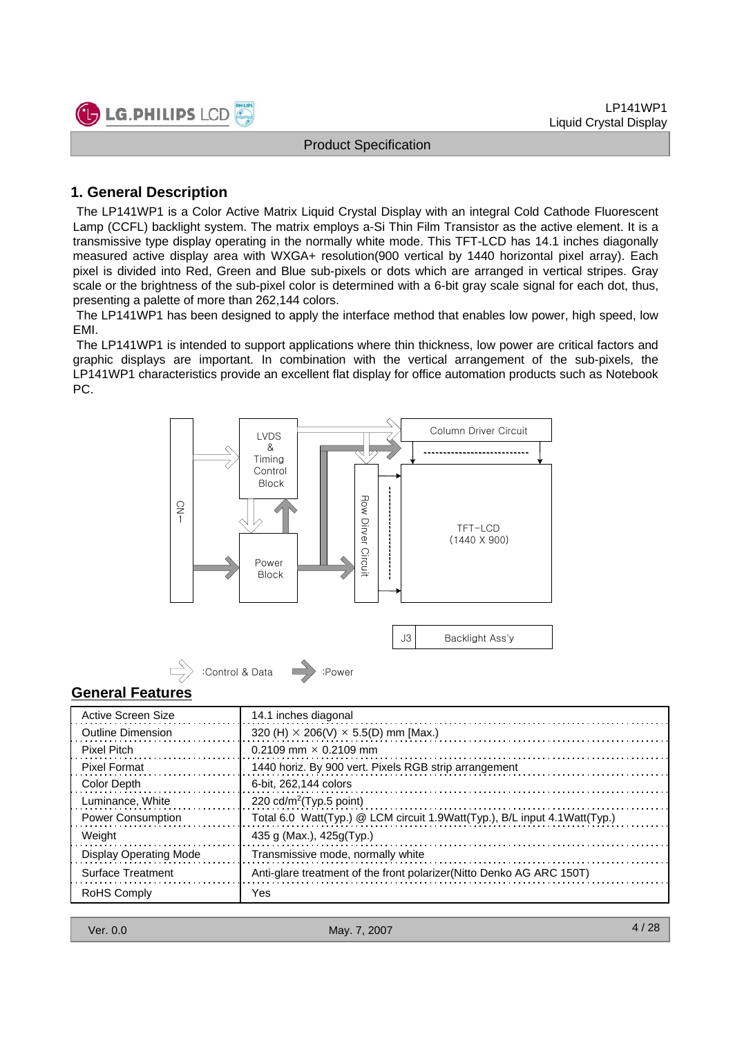# 1. General Description

The LP141WP1 is a Color Active Matrix Liquid Crystal Display with an integral Cold Cathode Fluorescent Lamp (CCFL) backlight system. The matrix employs a-Si Thin Film Transistor as the active element. It is a transmissive type display operating in the normally white mode. This TFT-LCD has 14.1 inches diagonally measured active display area with WXGA+ resolution(900 vertical by 1440 horizontal pixel array). Each pixel is divided into Red, Green and Blue sub-pixels or dots which are arranged in vertical stripes. Gray scale or the brightness of the sub-pixel color is determined with a 6-bit gray scale signal for each dot, thus, presenting a palette of more than 262,144 colors.

The LP141WP1 has been designed to apply the interface method that enables low power, high speed, low EMI.

The LP141WP1 is intended to support applications where thin thickness, low power are critical factors and graphic displays are important. In combination with the vertical arrangement of the sub-pixels, the LP141WP1 characteristics provide an excellent flat display for office automation products such as Notebook PC.

CN 1

LVDS & Timing Control Block

Power Block

Column Driver Circuit

Row Driver Circuit

TFT-LCD (1440 X 900)

J3

Backlight Ass'y

:Control & Data

:Power

## General Features

| | |
|---|---|
| Active Screen Size | 14.1 inches diagonal |
| Outline Dimension | 320 (H) × 206(V) × 5.5(D) mm [Max.) |
| Pixel Pitch | 0.2109 mm × 0.2109 mm |
| Pixel Format | 1440 horiz. By 900 vert. Pixels RGB strip arrangement |
| Color Depth | 6-bit, 262,144 colors |
| Luminance, White | 220 cd/m$^2$(Typ.5 point) |
| Power Consumption | Total 6.0 Watt(Typ.) @ LCM circuit 1.9Watt(Typ.), B/L input 4.1Watt(Typ.) |
| Weight | 435 g (Max.), 425g(Typ.) |
| Display Operating Mode | Transmissive mode, normally white |
| Surface Treatment | Anti-glare treatment of the front polarizer(Nitto Denko AG ARC 150T) |
| RoHS Comply | Yes |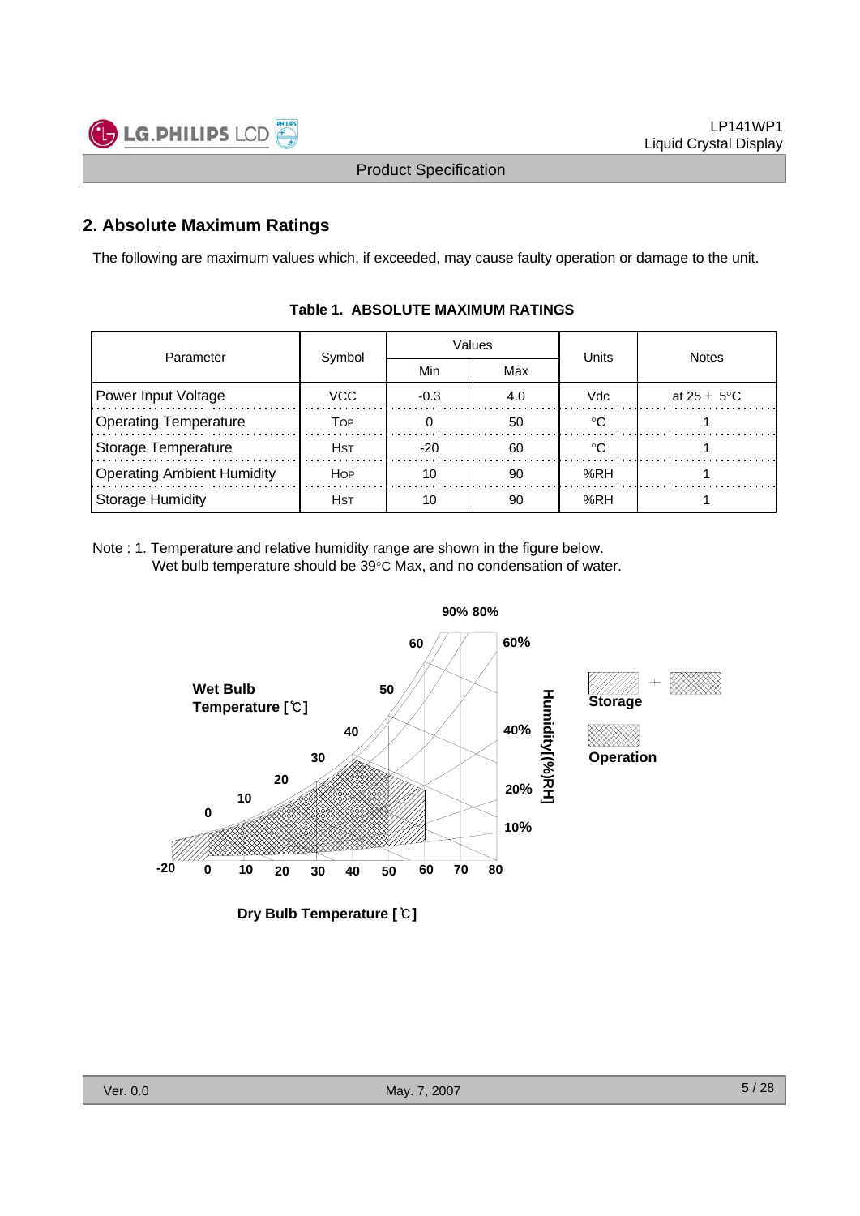## 2. Absolute Maximum Ratings

The following are maximum values which, if exceeded, may cause faulty operation or damage to the unit.

**Table 1. ABSOLUTE MAXIMUM RATINGS**

| Parameter | Symbol | Values | | Units | Notes |
|---|---|---|---|---|---|
| | | Min | Max | | |
| Power Input Voltage | VCC | -0.3 | 4.0 | Vdc | at 25 ± 5°C |
| Operating Temperature | $T_{OP}$ | 0 | 50 | °C | 1 |
| Storage Temperature | $H_{ST}$ | -20 | 60 | °C | 1 |
| Operating Ambient Humidity | $H_{OP}$ | 10 | 90 | %RH | 1 |
| Storage Humidity | $H_{ST}$ | 10 | 90 | %RH | 1 |

Note : 1. Temperature and relative humidity range are shown in the figure below.
Wet bulb temperature should be 39°C Max, and no condensation of water.

Wet Bulb Temperature [℃]

60
50
40
30
20
10
0

90% 80%
60%
40%
20%
10%

Humidity[(%)RH]

-20 0 10 20 30 40 50 60 70 80

Dry Bulb Temperature [℃]

Storage

Operation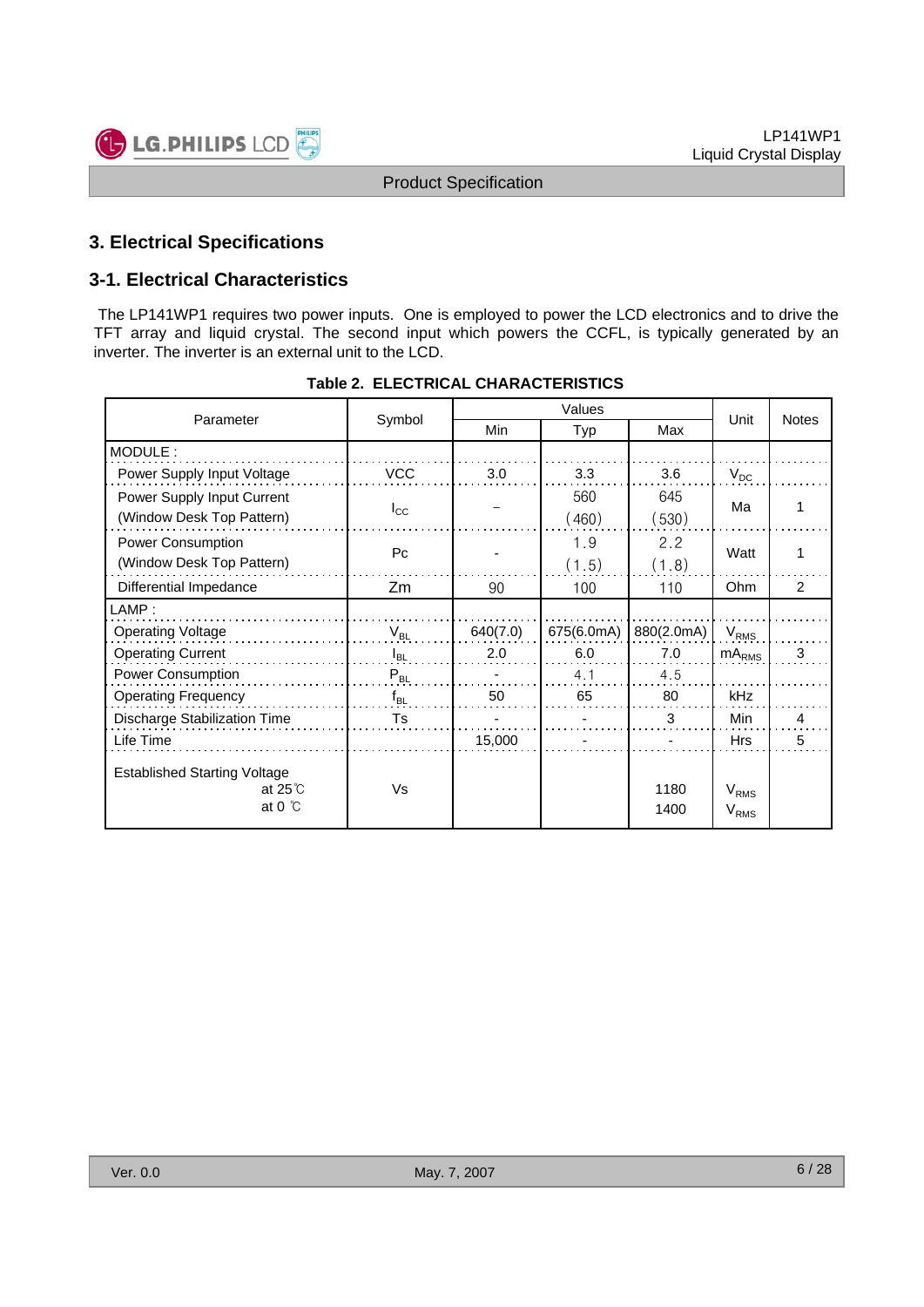## 3. Electrical Specifications

### 3-1. Electrical Characteristics

The LP141WP1 requires two power inputs. One is employed to power the LCD electronics and to drive the TFT array and liquid crystal. The second input which powers the CCFL, is typically generated by an inverter. The inverter is an external unit to the LCD.

**Table 2. ELECTRICAL CHARACTERISTICS**

| Parameter | Symbol | Values | | | Unit | Notes |
|---|---|---|---|---|---|---|
| | | Min | Typ | Max | | |
| MODULE : | | | | | | |
| Power Supply Input Voltage | VCC | 3.0 | 3.3 | 3.6 | $V_{DC}$ | |
| Power Supply Input Current (Window Desk Top Pattern) | $I_{CC}$ | – | 560 (460) | 645 (530) | Ma | 1 |
| Power Consumption (Window Desk Top Pattern) | Pc | - | 1.9 (1.5) | 2.2 (1.8) | Watt | 1 |
| Differential Impedance | Zm | 90 | 100 | 110 | Ohm | 2 |
| LAMP : | | | | | | |
| Operating Voltage | $V_{BL}$ | 640(7.0) | 675(6.0mA) | 880(2.0mA) | $V_{RMS}$ | |
| Operating Current | $I_{BL}$ | 2.0 | 6.0 | 7.0 | $mA_{RMS}$ | 3 |
| Power Consumption | $P_{BL}$ | - | 4.1 | 4.5 | | |
| Operating Frequency | $f_{BL}$ | 50 | 65 | 80 | kHz | |
| Discharge Stabilization Time | Ts | - | - | 3 | Min | 4 |
| Life Time | | 15,000 | - | - | Hrs | 5 |
| Established Starting Voltage at 25℃ / at 0 ℃ | Vs | | | 1180 / 1400 | $V_{RMS}$ / $V_{RMS}$ | |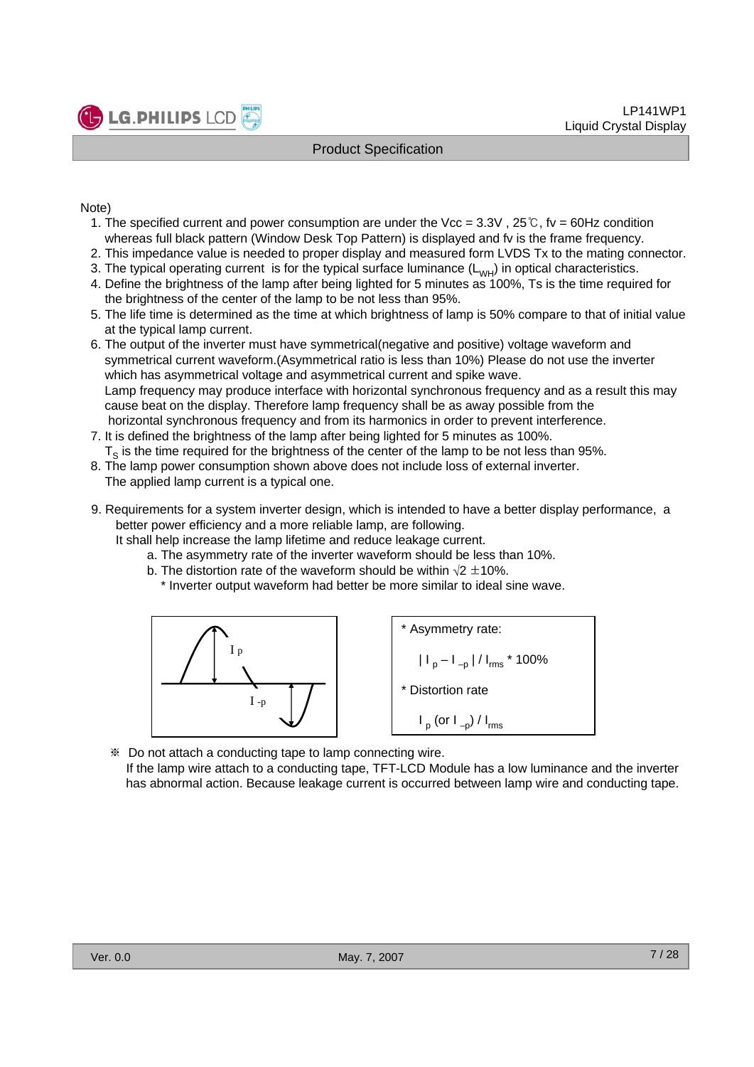Note)

1. The specified current and power consumption are under the Vcc = 3.3V , 25℃, fv = 60Hz condition whereas full black pattern (Window Desk Top Pattern) is displayed and fv is the frame frequency.
2. This impedance value is needed to proper display and measured form LVDS Tx to the mating connector.
3. The typical operating current is for the typical surface luminance ($L_{WH}$) in optical characteristics.
4. Define the brightness of the lamp after being lighted for 5 minutes as 100%, Ts is the time required for the brightness of the center of the lamp to be not less than 95%.
5. The life time is determined as the time at which brightness of lamp is 50% compare to that of initial value at the typical lamp current.
6. The output of the inverter must have symmetrical(negative and positive) voltage waveform and symmetrical current waveform.(Asymmetrical ratio is less than 10%) Please do not use the inverter which has asymmetrical voltage and asymmetrical current and spike wave.
   Lamp frequency may produce interface with horizontal synchronous frequency and as a result this may cause beat on the display. Therefore lamp frequency shall be as away possible from the horizontal synchronous frequency and from its harmonics in order to prevent interference.
7. It is defined the brightness of the lamp after being lighted for 5 minutes as 100%.
   $T_S$ is the time required for the brightness of the center of the lamp to be not less than 95%.
8. The lamp power consumption shown above does not include loss of external inverter.
   The applied lamp current is a typical one.
9. Requirements for a system inverter design, which is intended to have a better display performance, a better power efficiency and a more reliable lamp, are following.
   It shall help increase the lamp lifetime and reduce leakage current.
   a. The asymmetry rate of the inverter waveform should be less than 10%.
   b. The distortion rate of the waveform should be within $\sqrt{2}$ ±10%.
      * Inverter output waveform had better be more similar to ideal sine wave.

I p

I -p

* Asymmetry rate:

  $| I_p - I_{-p} | / I_{rms}$ * 100%

* Distortion rate

  $I_p$ (or $I_{-p}$) / $I_{rms}$

※ Do not attach a conducting tape to lamp connecting wire.
If the lamp wire attach to a conducting tape, TFT-LCD Module has a low luminance and the inverter has abnormal action. Because leakage current is occurred between lamp wire and conducting tape.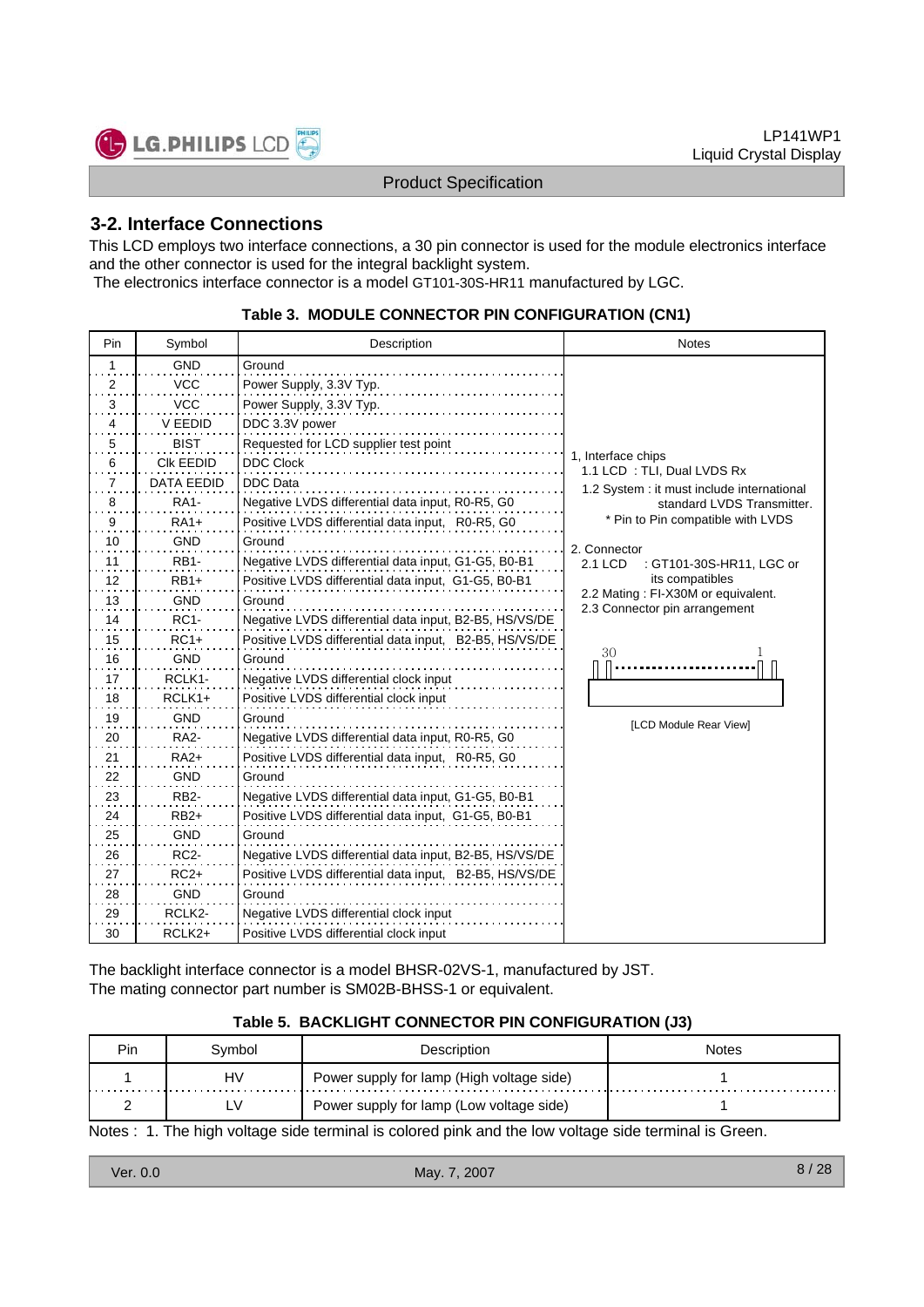## 3-2. Interface Connections

This LCD employs two interface connections, a 30 pin connector is used for the module electronics interface and the other connector is used for the integral backlight system.
The electronics interface connector is a model GT101-30S-HR11 manufactured by LGC.

**Table 3. MODULE CONNECTOR PIN CONFIGURATION (CN1)**

| Pin | Symbol | Description | Notes |
|---|---|---|---|
| 1 | GND | Ground | 1, Interface chips<br>1.1 LCD : TLI, Dual LVDS Rx<br>1.2 System : it must include international standard LVDS Transmitter.<br>* Pin to Pin compatible with LVDS<br><br>2. Connector<br>2.1 LCD : GT101-30S-HR11, LGC or its compatibles<br>2.2 Mating : FI-X30M or equivalent.<br>2.3 Connector pin arrangement<br>30 ... 1<br>[LCD Module Rear View] |
| 2 | VCC | Power Supply, 3.3V Typ. | |
| 3 | VCC | Power Supply, 3.3V Typ. | |
| 4 | V EEDID | DDC 3.3V power | |
| 5 | BIST | Requested for LCD supplier test point | |
| 6 | Clk EEDID | DDC Clock | |
| 7 | DATA EEDID | DDC Data | |
| 8 | RA1- | Negative LVDS differential data input, R0-R5, G0 | |
| 9 | RA1+ | Positive LVDS differential data input, R0-R5, G0 | |
| 10 | GND | Ground | |
| 11 | RB1- | Negative LVDS differential data input, G1-G5, B0-B1 | |
| 12 | RB1+ | Positive LVDS differential data input, G1-G5, B0-B1 | |
| 13 | GND | Ground | |
| 14 | RC1- | Negative LVDS differential data input, B2-B5, HS/VS/DE | |
| 15 | RC1+ | Positive LVDS differential data input, B2-B5, HS/VS/DE | |
| 16 | GND | Ground | |
| 17 | RCLK1- | Negative LVDS differential clock input | |
| 18 | RCLK1+ | Positive LVDS differential clock input | |
| 19 | GND | Ground | |
| 20 | RA2- | Negative LVDS differential data input, R0-R5, G0 | |
| 21 | RA2+ | Positive LVDS differential data input, R0-R5, G0 | |
| 22 | GND | Ground | |
| 23 | RB2- | Negative LVDS differential data input, G1-G5, B0-B1 | |
| 24 | RB2+ | Positive LVDS differential data input, G1-G5, B0-B1 | |
| 25 | GND | Ground | |
| 26 | RC2- | Negative LVDS differential data input, B2-B5, HS/VS/DE | |
| 27 | RC2+ | Positive LVDS differential data input, B2-B5, HS/VS/DE | |
| 28 | GND | Ground | |
| 29 | RCLK2- | Negative LVDS differential clock input | |
| 30 | RCLK2+ | Positive LVDS differential clock input | |

The backlight interface connector is a model BHSR-02VS-1, manufactured by JST.
The mating connector part number is SM02B-BHSS-1 or equivalent.

**Table 5. BACKLIGHT CONNECTOR PIN CONFIGURATION (J3)**

| Pin | Symbol | Description | Notes |
|---|---|---|---|
| 1 | HV | Power supply for lamp (High voltage side) | 1 |
| 2 | LV | Power supply for lamp (Low voltage side) | 1 |

Notes : 1. The high voltage side terminal is colored pink and the low voltage side terminal is Green.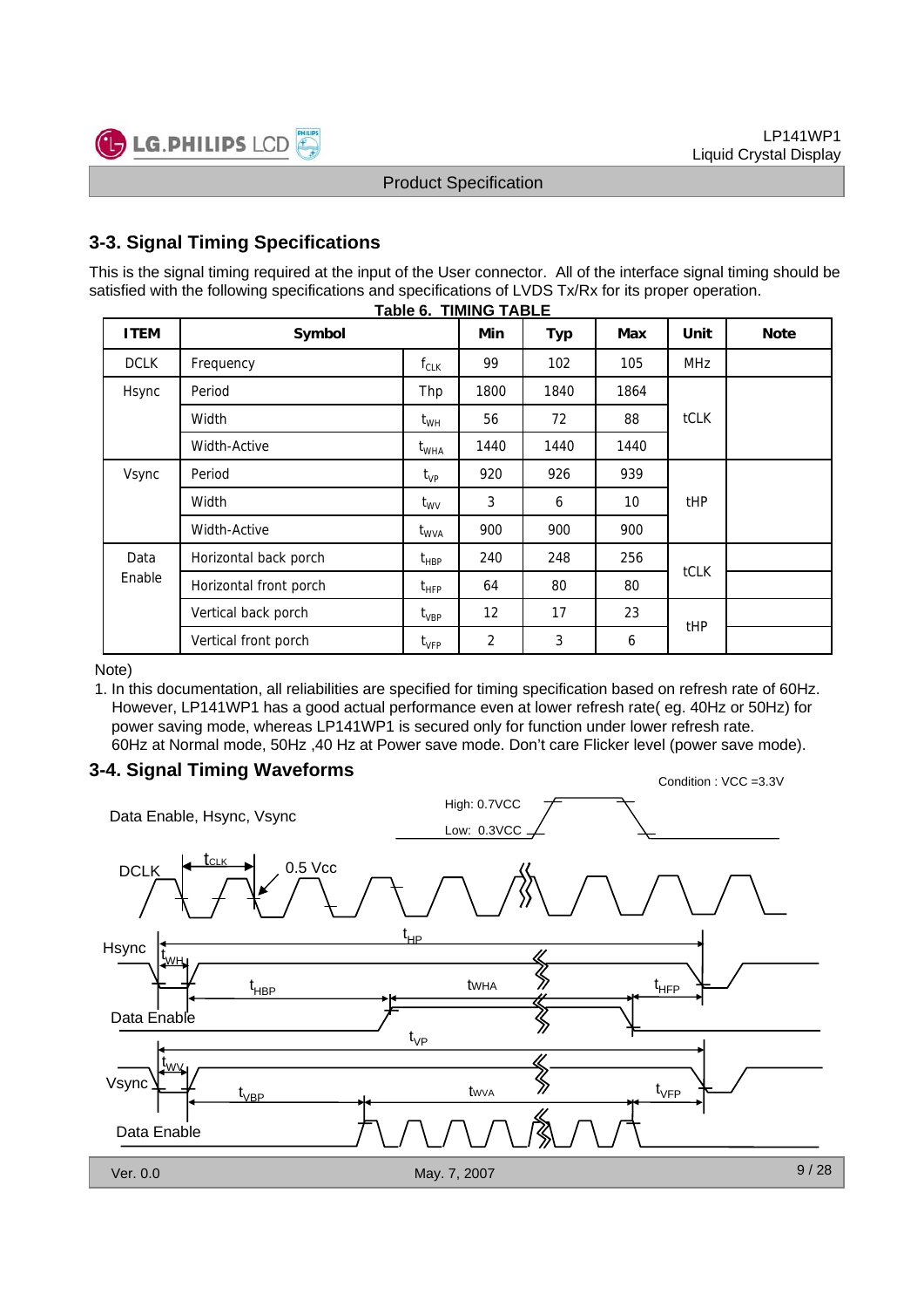## 3-3. Signal Timing Specifications

This is the signal timing required at the input of the User connector. All of the interface signal timing should be satisfied with the following specifications and specifications of LVDS Tx/Rx for its proper operation.

**Table 6. TIMING TABLE**

| ITEM | Symbol | | Min | Typ | Max | Unit | Note |
|---|---|---|---|---|---|---|---|
| DCLK | Frequency | $f_{CLK}$ | 99 | 102 | 105 | MHz | |
| Hsync | Period | Thp | 1800 | 1840 | 1864 | tCLK | |
| | Width | $t_{WH}$ | 56 | 72 | 88 | | |
| | Width-Active | $t_{WHA}$ | 1440 | 1440 | 1440 | | |
| Vsync | Period | $t_{VP}$ | 920 | 926 | 939 | tHP | |
| | Width | $t_{WV}$ | 3 | 6 | 10 | | |
| | Width-Active | $t_{WVA}$ | 900 | 900 | 900 | | |
| Data Enable | Horizontal back porch | $t_{HBP}$ | 240 | 248 | 256 | tCLK | |
| | Horizontal front porch | $t_{HFP}$ | 64 | 80 | 80 | | |
| | Vertical back porch | $t_{VBP}$ | 12 | 17 | 23 | tHP | |
| | Vertical front porch | $t_{VFP}$ | 2 | 3 | 6 | | |

Note)

1. In this documentation, all reliabilities are specified for timing specification based on refresh rate of 60Hz. However, LP141WP1 has a good actual performance even at lower refresh rate( eg. 40Hz or 50Hz) for power saving mode, whereas LP141WP1 is secured only for function under lower refresh rate.
   60Hz at Normal mode, 50Hz ,40 Hz at Power save mode. Don't care Flicker level (power save mode).

## 3-4. Signal Timing Waveforms

Condition : VCC =3.3V

Data Enable, Hsync, Vsync

High: 0.7VCC

Low: 0.3VCC

DCLK

$t_{CLK}$

0.5 Vcc

Hsync

$t_{HP}$

$t_{WH}$

$t_{HBP}$

tWHA

$t_{HFP}$

Data Enable

$t_{VP}$

Vsync

$t_{WV}$

$t_{VBP}$

tWVA

$t_{VFP}$

Data Enable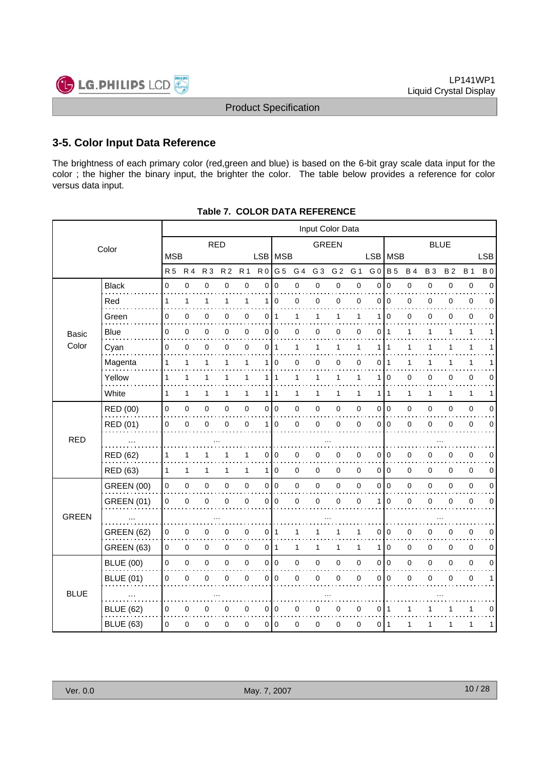## 3-5. Color Input Data Reference

The brightness of each primary color (red,green and blue) is based on the 6-bit gray scale data input for the color ; the higher the binary input, the brighter the color. The table below provides a reference for color versus data input.

**Table 7. COLOR DATA REFERENCE**

| Color | | Input Color Data | | | | | | | | | | | | | | | | | |
|---|---|---|---|---|---|---|---|---|---|---|---|---|---|---|---|---|---|---|---|
| | | RED | | | | | | GREEN | | | | | | BLUE | | | | | |
| | | MSB | | | | | LSB | MSB | | | | | LSB | MSB | | | | | LSB |
| | | R 5 | R 4 | R 3 | R 2 | R 1 | R 0 | G 5 | G 4 | G 3 | G 2 | G 1 | G 0 | B 5 | B 4 | B 3 | B 2 | B 1 | B 0 |
| Basic Color | Black | 0 | 0 | 0 | 0 | 0 | 0 | 0 | 0 | 0 | 0 | 0 | 0 | 0 | 0 | 0 | 0 | 0 | 0 |
| | Red | 1 | 1 | 1 | 1 | 1 | 1 | 0 | 0 | 0 | 0 | 0 | 0 | 0 | 0 | 0 | 0 | 0 | 0 |
| | Green | 0 | 0 | 0 | 0 | 0 | 0 | 1 | 1 | 1 | 1 | 1 | 1 | 0 | 0 | 0 | 0 | 0 | 0 |
| | Blue | 0 | 0 | 0 | 0 | 0 | 0 | 0 | 0 | 0 | 0 | 0 | 0 | 1 | 1 | 1 | 1 | 1 | 1 |
| | Cyan | 0 | 0 | 0 | 0 | 0 | 0 | 1 | 1 | 1 | 1 | 1 | 1 | 1 | 1 | 1 | 1 | 1 | 1 |
| | Magenta | 1 | 1 | 1 | 1 | 1 | 1 | 0 | 0 | 0 | 0 | 0 | 0 | 1 | 1 | 1 | 1 | 1 | 1 |
| | Yellow | 1 | 1 | 1 | 1 | 1 | 1 | 1 | 1 | 1 | 1 | 1 | 1 | 0 | 0 | 0 | 0 | 0 | 0 |
| | White | 1 | 1 | 1 | 1 | 1 | 1 | 1 | 1 | 1 | 1 | 1 | 1 | 1 | 1 | 1 | 1 | 1 | 1 |
| RED | RED (00) | 0 | 0 | 0 | 0 | 0 | 0 | 0 | 0 | 0 | 0 | 0 | 0 | 0 | 0 | 0 | 0 | 0 | 0 |
| | RED (01) | 0 | 0 | 0 | 0 | 0 | 1 | 0 | 0 | 0 | 0 | 0 | 0 | 0 | 0 | 0 | 0 | 0 | 0 |
| | ... | ... | | | | | | ... | | | | | | ... | | | | | |
| | RED (62) | 1 | 1 | 1 | 1 | 1 | 0 | 0 | 0 | 0 | 0 | 0 | 0 | 0 | 0 | 0 | 0 | 0 | 0 |
| | RED (63) | 1 | 1 | 1 | 1 | 1 | 1 | 0 | 0 | 0 | 0 | 0 | 0 | 0 | 0 | 0 | 0 | 0 | 0 |
| GREEN | GREEN (00) | 0 | 0 | 0 | 0 | 0 | 0 | 0 | 0 | 0 | 0 | 0 | 0 | 0 | 0 | 0 | 0 | 0 | 0 |
| | GREEN (01) | 0 | 0 | 0 | 0 | 0 | 0 | 0 | 0 | 0 | 0 | 0 | 1 | 0 | 0 | 0 | 0 | 0 | 0 |
| | ... | ... | | | | | | ... | | | | | | ... | | | | | |
| | GREEN (62) | 0 | 0 | 0 | 0 | 0 | 0 | 1 | 1 | 1 | 1 | 1 | 0 | 0 | 0 | 0 | 0 | 0 | 0 |
| | GREEN (63) | 0 | 0 | 0 | 0 | 0 | 0 | 1 | 1 | 1 | 1 | 1 | 1 | 0 | 0 | 0 | 0 | 0 | 0 |
| BLUE | BLUE (00) | 0 | 0 | 0 | 0 | 0 | 0 | 0 | 0 | 0 | 0 | 0 | 0 | 0 | 0 | 0 | 0 | 0 | 0 |
| | BLUE (01) | 0 | 0 | 0 | 0 | 0 | 0 | 0 | 0 | 0 | 0 | 0 | 0 | 0 | 0 | 0 | 0 | 0 | 1 |
| | ... | ... | | | | | | ... | | | | | | ... | | | | | |
| | BLUE (62) | 0 | 0 | 0 | 0 | 0 | 0 | 0 | 0 | 0 | 0 | 0 | 0 | 1 | 1 | 1 | 1 | 1 | 0 |
| | BLUE (63) | 0 | 0 | 0 | 0 | 0 | 0 | 0 | 0 | 0 | 0 | 0 | 0 | 1 | 1 | 1 | 1 | 1 | 1 |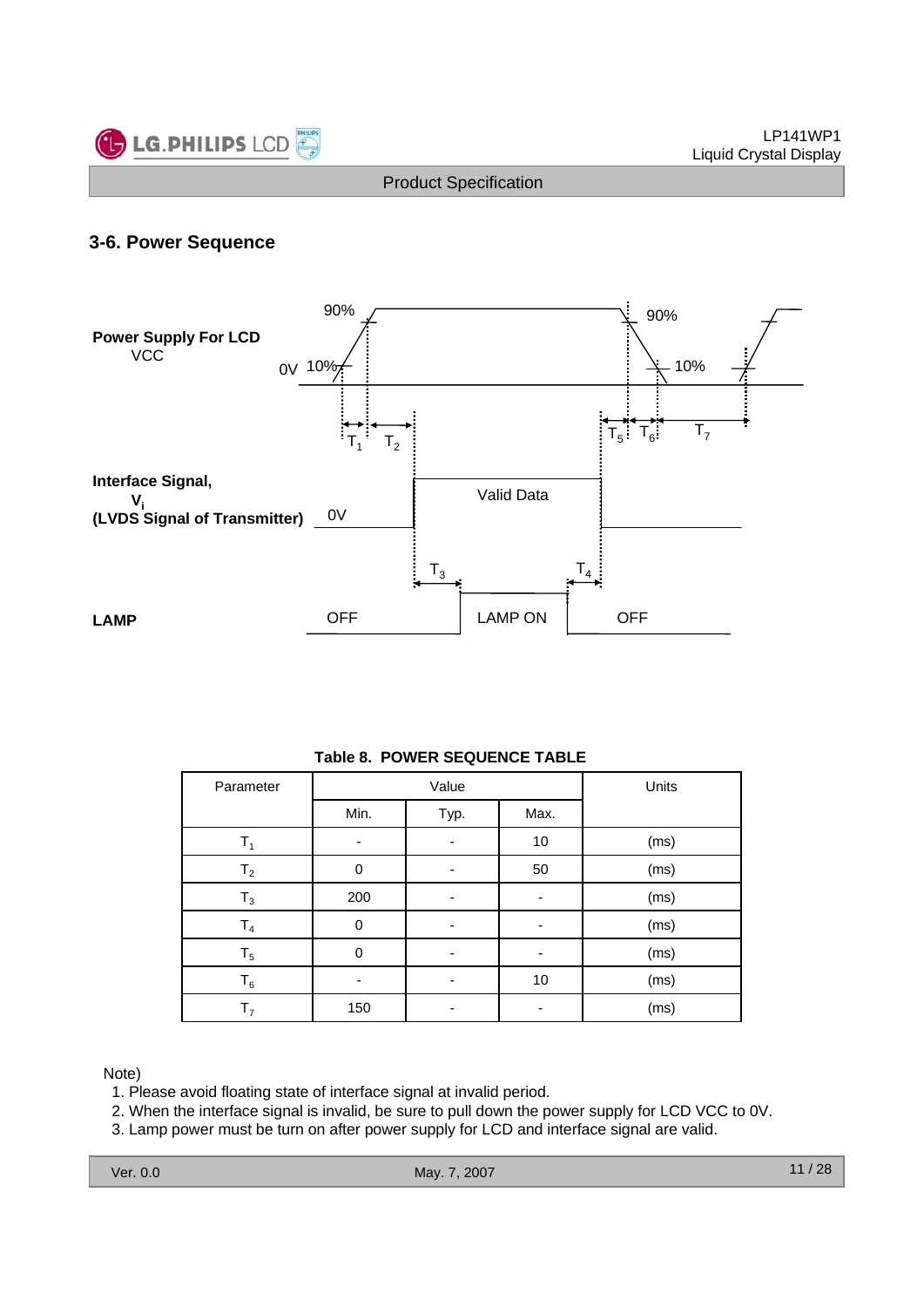## 3-6. Power Sequence

Power Supply For LCD
VCC

90%
0V 10%
90%
10%

$T_1$ $T_2$ $T_5$ $T_6$ $T_7$

Interface Signal,
$V_i$
(LVDS Signal of Transmitter)

0V
Valid Data

$T_3$ $T_4$

LAMP
OFF
LAMP ON
OFF

**Table 8. POWER SEQUENCE TABLE**

| Parameter | Value | | | Units |
|---|---|---|---|---|
| | Min. | Typ. | Max. | |
| $T_1$ | - | - | 10 | (ms) |
| $T_2$ | 0 | - | 50 | (ms) |
| $T_3$ | 200 | - | - | (ms) |
| $T_4$ | 0 | - | - | (ms) |
| $T_5$ | 0 | - | - | (ms) |
| $T_6$ | - | - | 10 | (ms) |
| $T_7$ | 150 | - | - | (ms) |

Note)
1. Please avoid floating state of interface signal at invalid period.
2. When the interface signal is invalid, be sure to pull down the power supply for LCD VCC to 0V.
3. Lamp power must be turn on after power supply for LCD and interface signal are valid.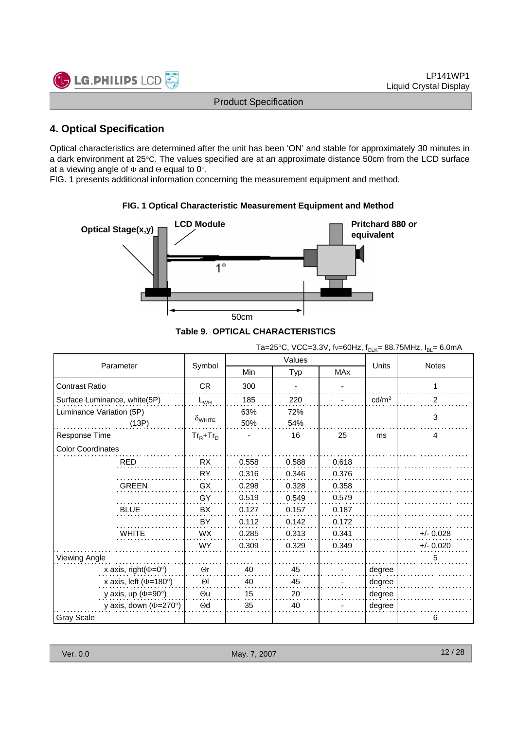## 4. Optical Specification

Optical characteristics are determined after the unit has been 'ON' and stable for approximately 30 minutes in a dark environment at 25°C. The values specified are at an approximate distance 50cm from the LCD surface at a viewing angle of Φ and Θ equal to 0°.

FIG. 1 presents additional information concerning the measurement equipment and method.

**FIG. 1 Optical Characteristic Measurement Equipment and Method**

Optical Stage(x,y)

LCD Module

Pritchard 880 or equivalent

1°

50cm

**Table 9. OPTICAL CHARACTERISTICS**

Ta=25°C, VCC=3.3V, fv=60Hz, $f_{CLK}$= 88.75MHz, $I_{BL}$= 6.0mA

| Parameter | | Symbol | Values | | | Units | Notes |
|---|---|---|---|---|---|---|---|
| | | | Min | Typ | MAx | | |
| Contrast Ratio | | CR | 300 | - | - | | 1 |
| Surface Luminance, white(5P) | | $L_{WH}$ | 185 | 220 | - | cd/m$^2$ | 2 |
| Luminance Variation (5P) | | $\delta_{WHITE}$ | 63% | 72% | | | 3 |
| (13P) | | | 50% | 54% | | | |
| Response Time | | $Tr_R$+$Tr_D$ | - | 16 | 25 | ms | 4 |
| Color Coordinates | | | | | | | |
| | RED | RX | 0.558 | 0.588 | 0.618 | | |
| | | RY | 0.316 | 0.346 | 0.376 | | |
| | GREEN | GX | 0.298 | 0.328 | 0.358 | | |
| | | GY | 0.519 | 0.549 | 0.579 | | |
| | BLUE | BX | 0.127 | 0.157 | 0.187 | | |
| | | BY | 0.112 | 0.142 | 0.172 | | |
| | WHITE | WX | 0.285 | 0.313 | 0.341 | | +/- 0.028 |
| | | WY | 0.309 | 0.329 | 0.349 | | +/- 0.020 |
| Viewing Angle | | | | | | | 5 |
| | x axis, right(Φ=0°) | Θr | 40 | 45 | - | degree | |
| | x axis, left (Φ=180°) | Θl | 40 | 45 | - | degree | |
| | y axis, up (Φ=90°) | Θu | 15 | 20 | - | degree | |
| | y axis, down (Φ=270°) | Θd | 35 | 40 | - | degree | |
| Gray Scale | | | | | | | 6 |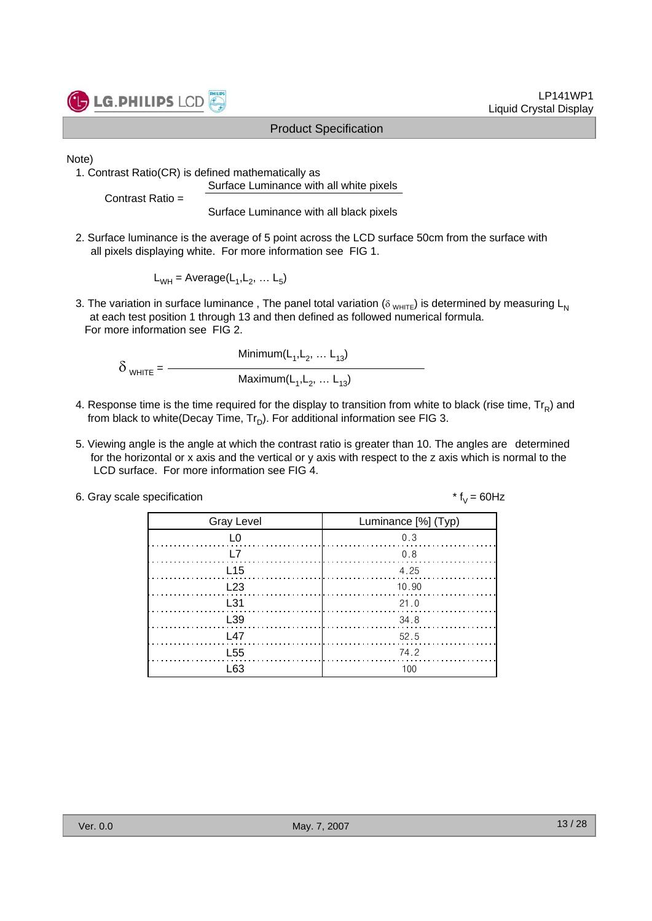Note)

1. Contrast Ratio(CR) is defined mathematically as

$$\text{Contrast Ratio} = \frac{\text{Surface Luminance with all white pixels}}{\text{Surface Luminance with all black pixels}}$$

2. Surface luminance is the average of 5 point across the LCD surface 50cm from the surface with all pixels displaying white. For more information see FIG 1.

$$L_{WH} = \text{Average}(L_1, L_2, \ldots L_5)$$

3. The variation in surface luminance , The panel total variation ($\delta_{WHITE}$) is determined by measuring $L_N$ at each test position 1 through 13 and then defined as followed numerical formula. For more information see FIG 2.

$$\delta_{WHITE} = \frac{\text{Minimum}(L_1, L_2, \ldots L_{13})}{\text{Maximum}(L_1, L_2, \ldots L_{13})}$$

4. Response time is the time required for the display to transition from white to black (rise time, $Tr_R$) and from black to white(Decay Time, $Tr_D$). For additional information see FIG 3.

5. Viewing angle is the angle at which the contrast ratio is greater than 10. The angles are determined for the horizontal or x axis and the vertical or y axis with respect to the z axis which is normal to the LCD surface. For more information see FIG 4.

6. Gray scale specification

\* $f_V$ = 60Hz

| Gray Level | Luminance [%] (Typ) |
|---|---|
| L0 | 0.3 |
| L7 | 0.8 |
| L15 | 4.25 |
| L23 | 10.90 |
| L31 | 21.0 |
| L39 | 34.8 |
| L47 | 52.5 |
| L55 | 74.2 |
| L63 | 100 |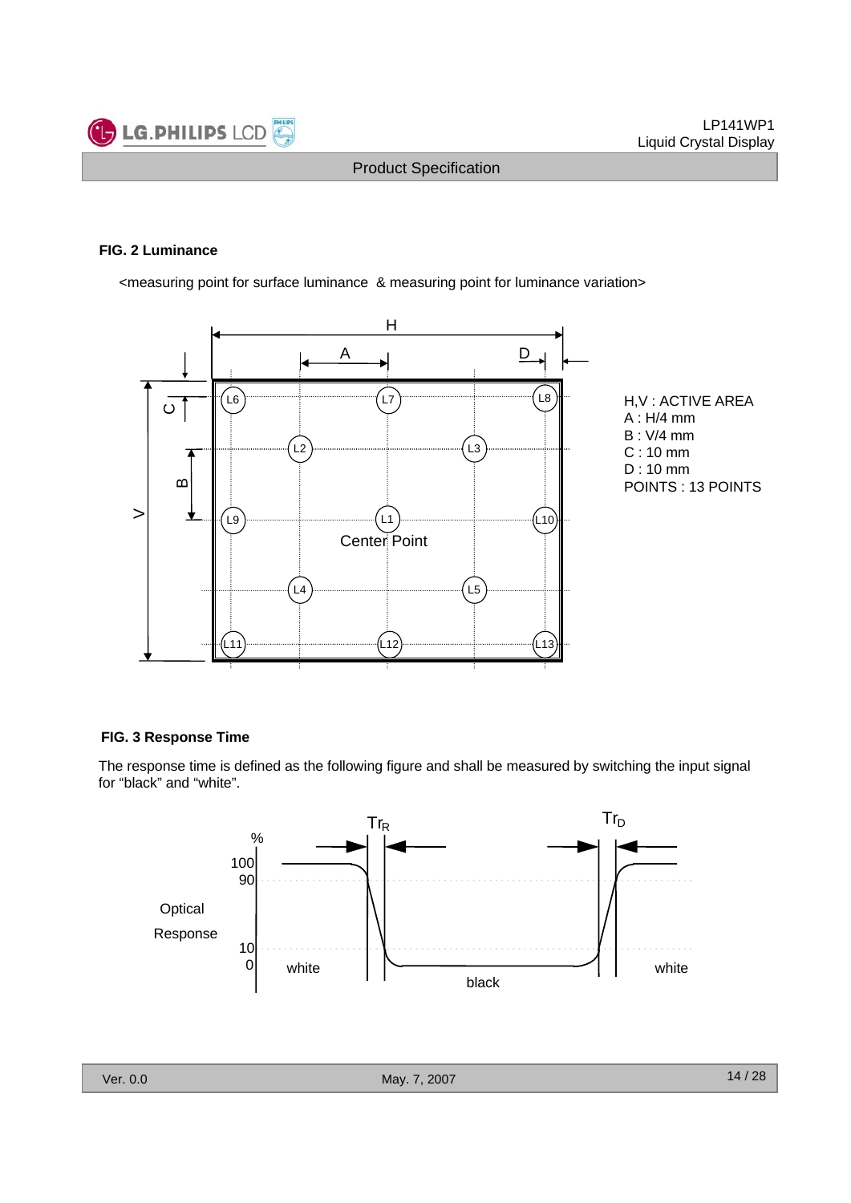**FIG. 2 Luminance**

<measuring point for surface luminance & measuring point for luminance variation>

H
A
D
C
B
V
L6
L7
L8
L2
L3
L9
L1
L10
Center Point
L4
L5
L11
L12
L13

H,V : ACTIVE AREA
A : H/4 mm
B : V/4 mm
C : 10 mm
D : 10 mm
POINTS : 13 POINTS

**FIG. 3 Response Time**

The response time is defined as the following figure and shall be measured by switching the input signal for "black" and "white".

$Tr_R$
$Tr_D$
%
100
90
10
0
Optical
Response
white
black
white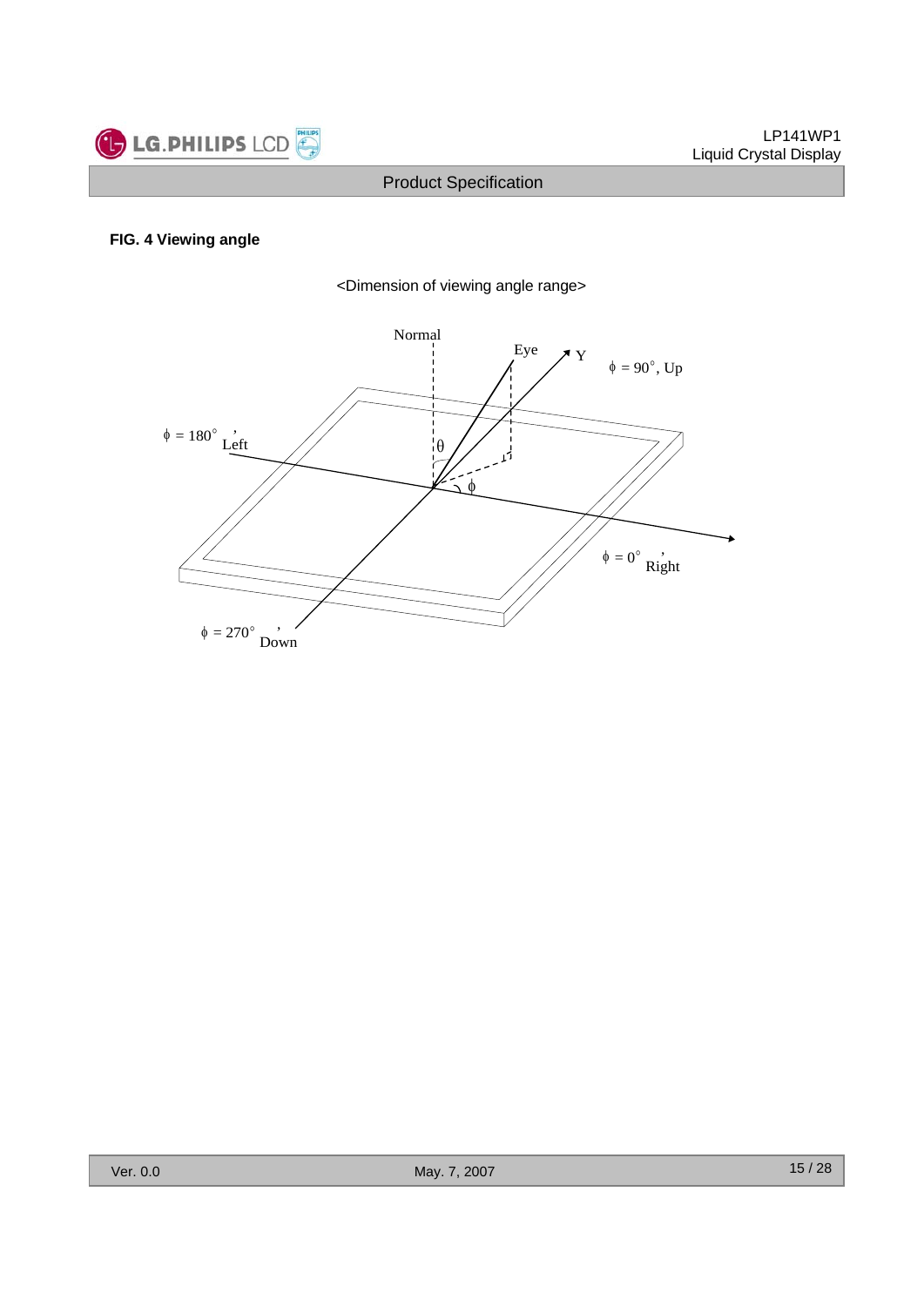**FIG. 4 Viewing angle**

<Dimension of viewing angle range>

Normal

Eye

Y

$\phi$ = 90°, Up

$\phi$ = 180°, Left

$\theta$

$\phi$

$\phi$ = 0°, Right

$\phi$ = 270°, Down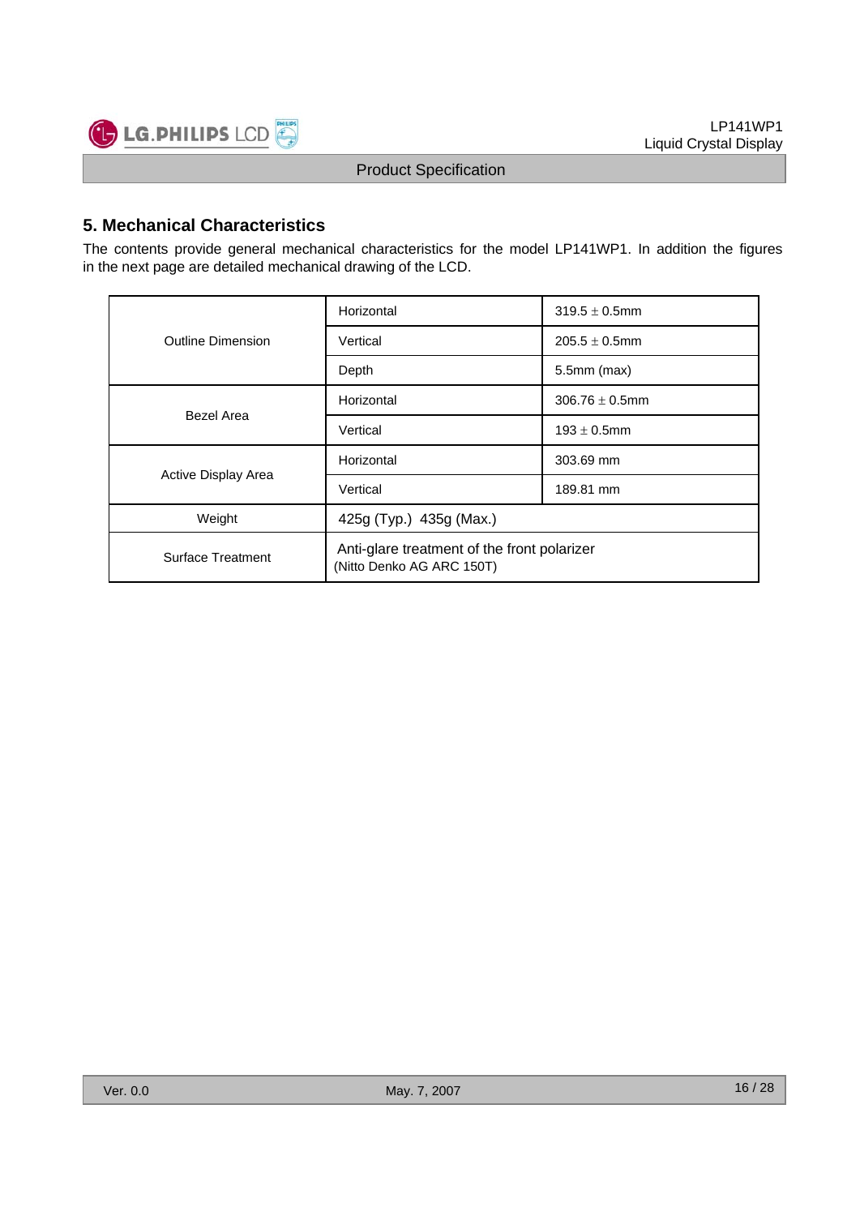## 5. Mechanical Characteristics

The contents provide general mechanical characteristics for the model LP141WP1. In addition the figures in the next page are detailed mechanical drawing of the LCD.

| | | |
|---|---|---|
| Outline Dimension | Horizontal | 319.5 ± 0.5mm |
| | Vertical | 205.5 ± 0.5mm |
| | Depth | 5.5mm (max) |
| Bezel Area | Horizontal | 306.76 ± 0.5mm |
| | Vertical | 193 ± 0.5mm |
| Active Display Area | Horizontal | 303.69 mm |
| | Vertical | 189.81 mm |
| Weight | 425g (Typ.) 435g (Max.) | |
| Surface Treatment | Anti-glare treatment of the front polarizer (Nitto Denko AG ARC 150T) | |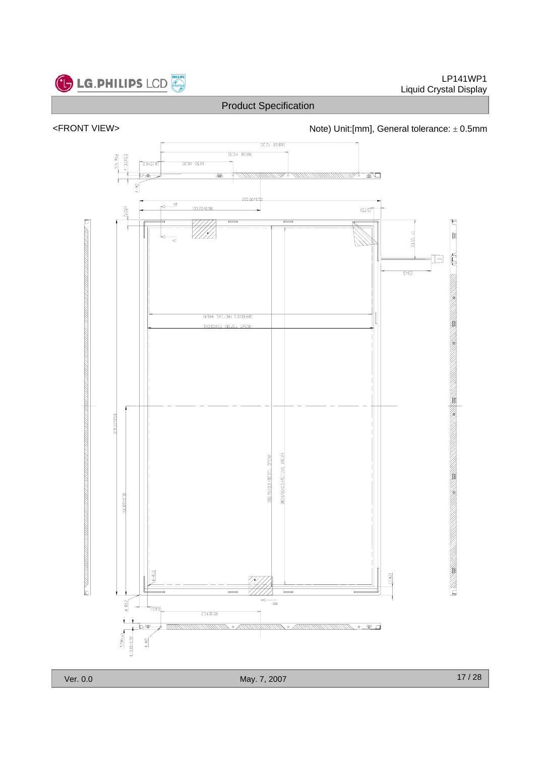<FRONT VIEW>

Note) Unit:[mm], General tolerance: ± 0.5mm

5.5 Max
4-3.1±0.3
(8.15±0.3)
61.50 ±0.30
108.60 ±0.30
169.60 ±0.30
4-M2
205.50±0.50
103.20±0.50
(5.25)
(2.75)
A
A
33.65 ±1
23±5
189.81±0.3 (ACTIVE AREA)
193.80±0.5 (BEZEL OPEN)
319.50±0.50
160.85±0.30
306.76±0.5 (BEZEL OPEN)
303.6564±0.5(ACTIVE AREA)
4-R1.0
(7.48)
4-R12
(9.97)
85.00±0.3
B
5.5Max
4-3.1±0.30
4-M2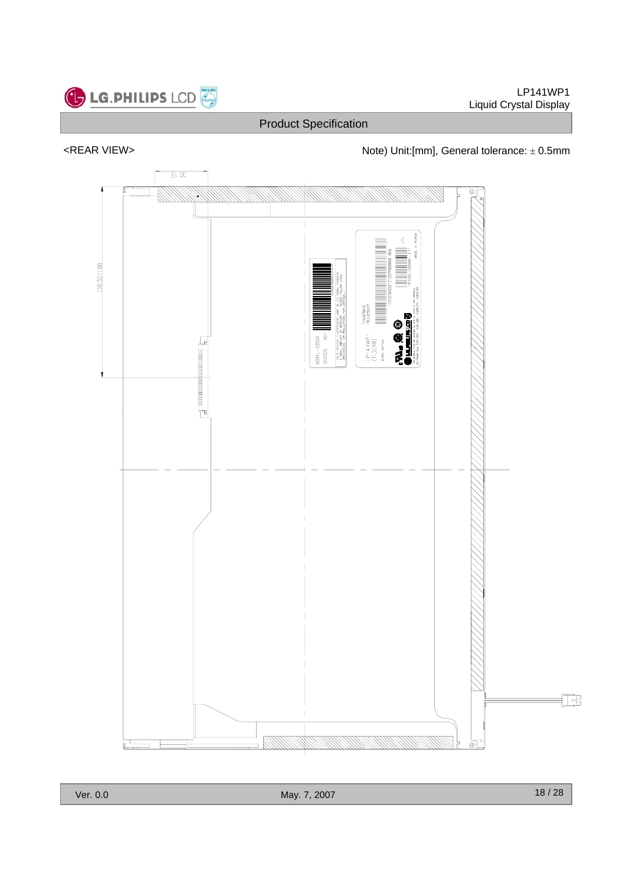<REAR VIEW>

Note) Unit:[mm], General tolerance: ± 0.5mm

30.15

108.50±1.00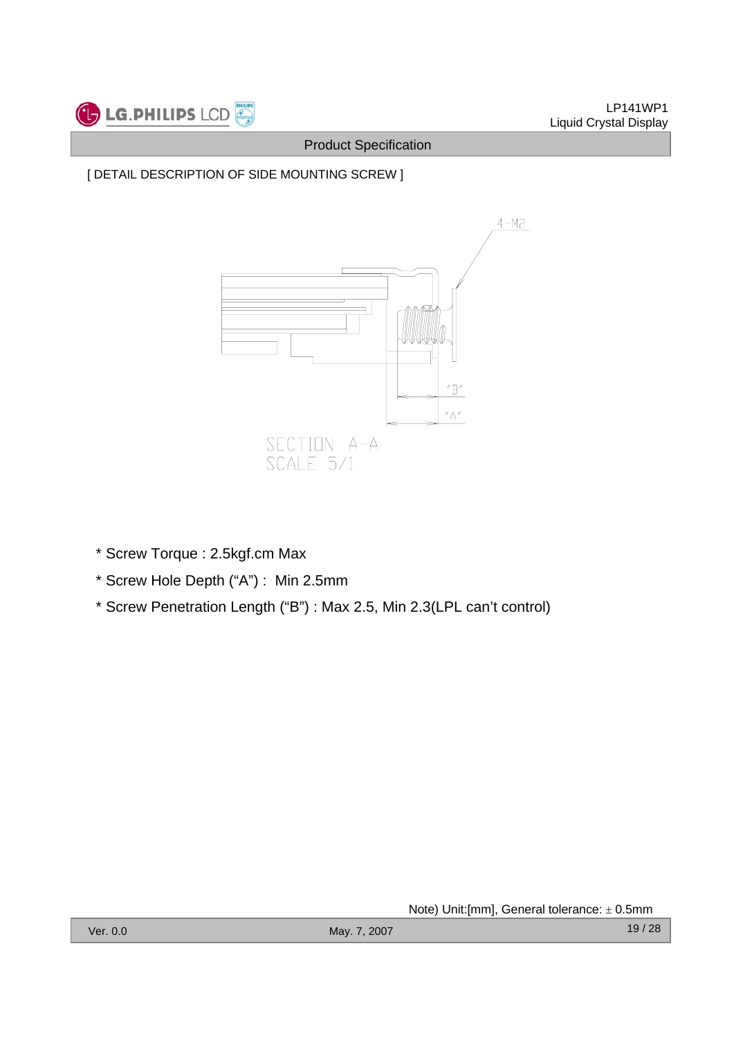[ DETAIL DESCRIPTION OF SIDE MOUNTING SCREW ]

4-M2

"B"

"A"

SECTION A-A
SCALE 5/1

* Screw Torque : 2.5kgf.cm Max
* Screw Hole Depth ("A") : Min 2.5mm
* Screw Penetration Length ("B") : Max 2.5, Min 2.3(LPL can't control)

Note) Unit:[mm], General tolerance: ± 0.5mm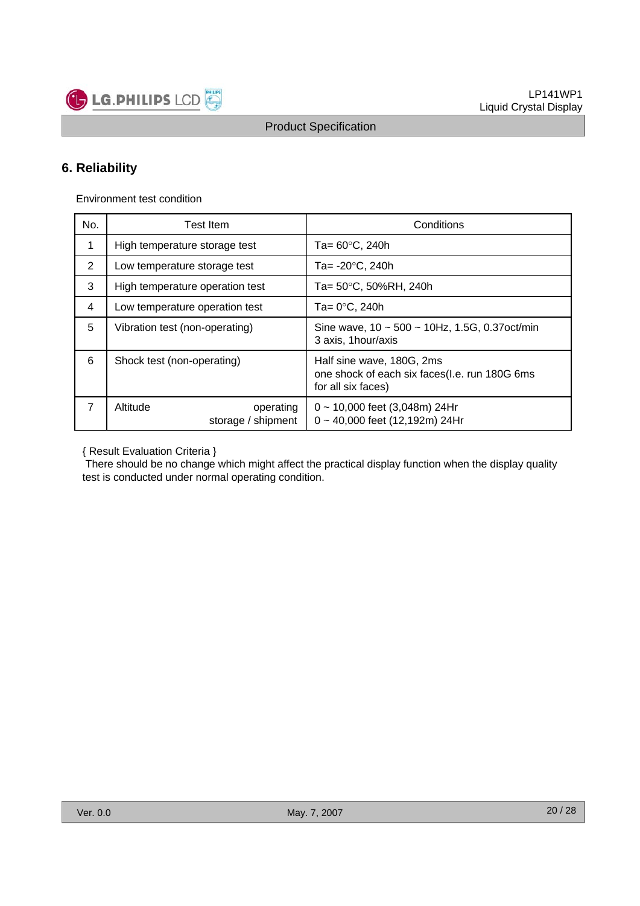## 6. Reliability

Environment test condition

| No. | Test Item | Conditions |
|---|---|---|
| 1 | High temperature storage test | Ta= 60°C, 240h |
| 2 | Low temperature storage test | Ta= -20°C, 240h |
| 3 | High temperature operation test | Ta= 50°C, 50%RH, 240h |
| 4 | Low temperature operation test | Ta= 0°C, 240h |
| 5 | Vibration test (non-operating) | Sine wave, 10 ~ 500 ~ 10Hz, 1.5G, 0.37oct/min<br>3 axis, 1hour/axis |
| 6 | Shock test (non-operating) | Half sine wave, 180G, 2ms<br>one shock of each six faces(I.e. run 180G 6ms for all six faces) |
| 7 | Altitude operating<br>storage / shipment | 0 ~ 10,000 feet (3,048m) 24Hr<br>0 ~ 40,000 feet (12,192m) 24Hr |

{ Result Evaluation Criteria }

There should be no change which might affect the practical display function when the display quality test is conducted under normal operating condition.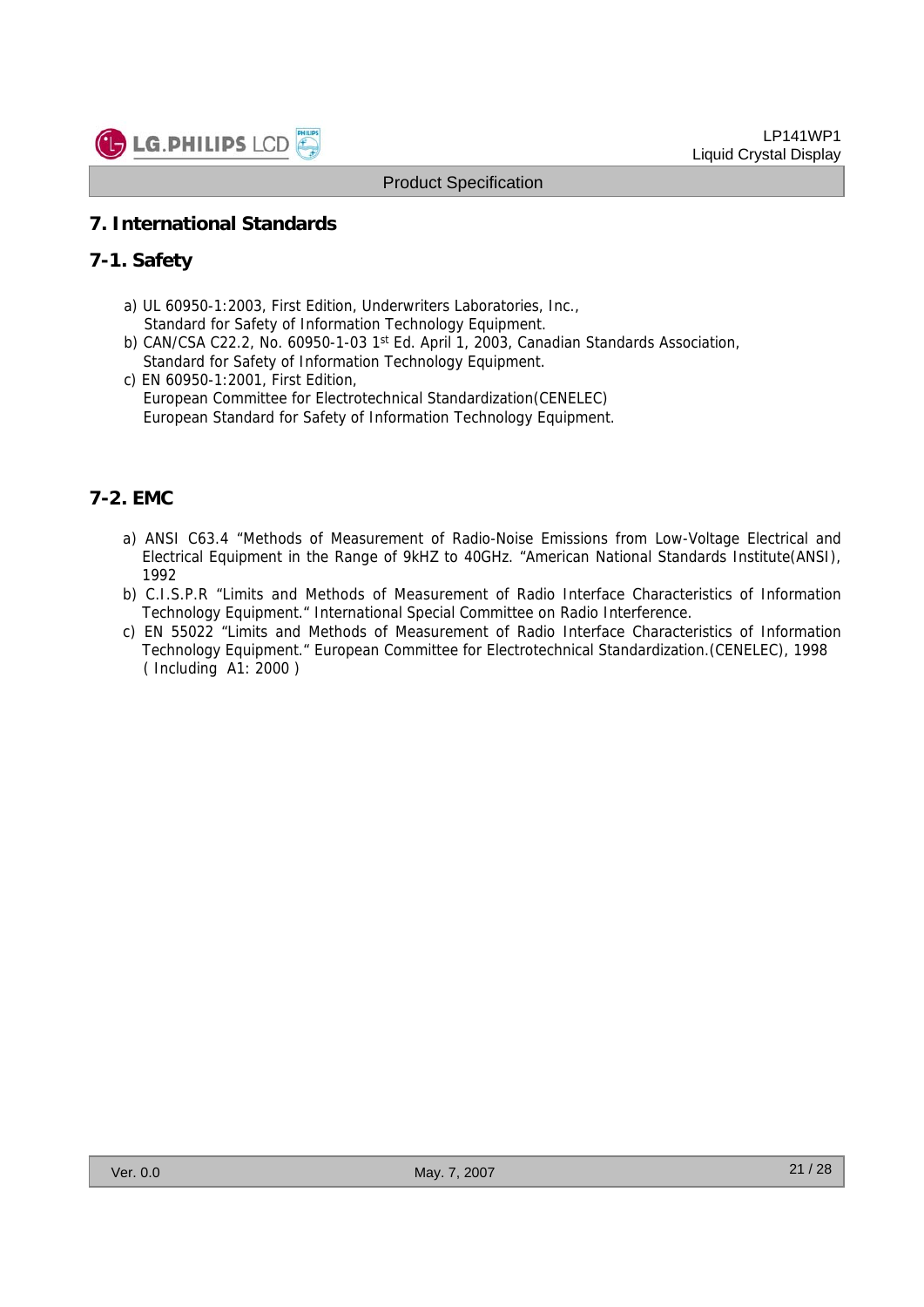# 7. International Standards

## 7-1. Safety

a) UL 60950-1:2003, First Edition, Underwriters Laboratories, Inc., Standard for Safety of Information Technology Equipment.

b) CAN/CSA C22.2, No. 60950-1-03 1st Ed. April 1, 2003, Canadian Standards Association, Standard for Safety of Information Technology Equipment.

c) EN 60950-1:2001, First Edition, European Committee for Electrotechnical Standardization(CENELEC) European Standard for Safety of Information Technology Equipment.

## 7-2. EMC

a) ANSI C63.4 "Methods of Measurement of Radio-Noise Emissions from Low-Voltage Electrical and Electrical Equipment in the Range of 9kHZ to 40GHz. "American National Standards Institute(ANSI), 1992

b) C.I.S.P.R "Limits and Methods of Measurement of Radio Interface Characteristics of Information Technology Equipment." International Special Committee on Radio Interference.

c) EN 55022 "Limits and Methods of Measurement of Radio Interface Characteristics of Information Technology Equipment." European Committee for Electrotechnical Standardization.(CENELEC), 1998 ( Including A1: 2000 )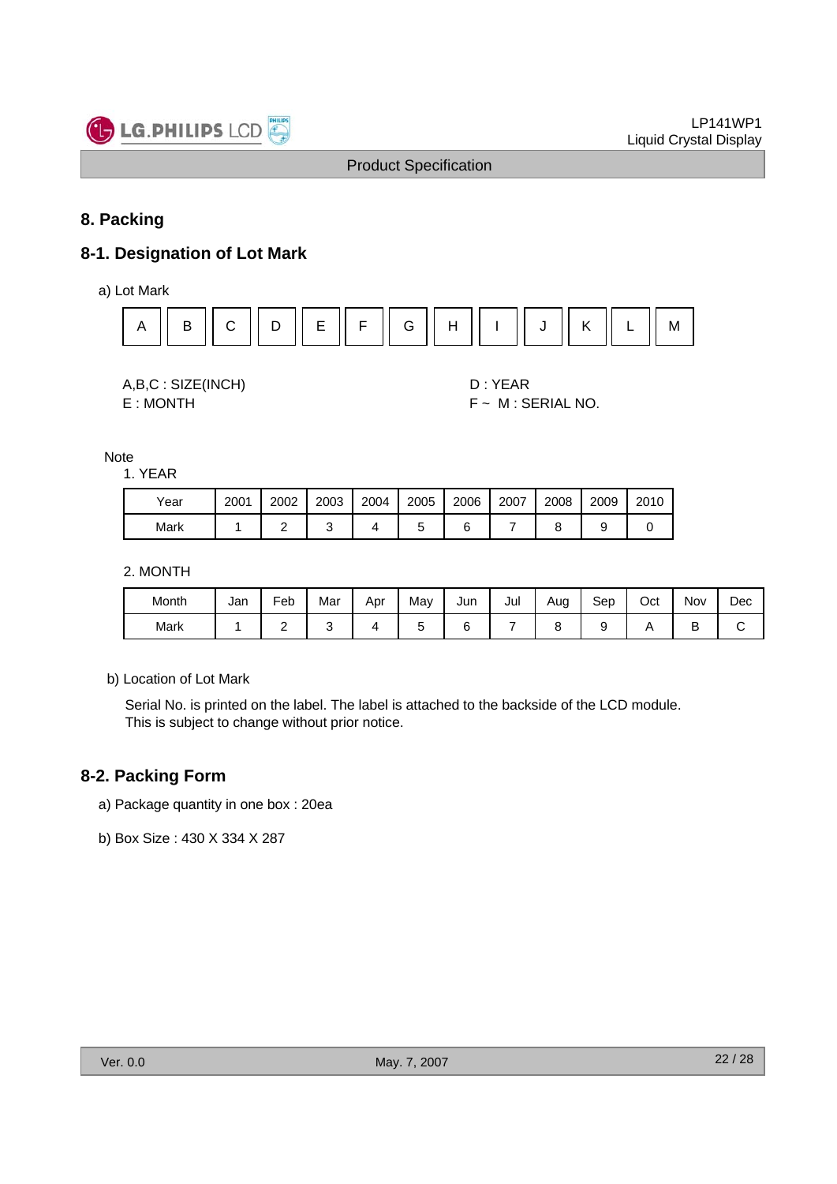## 8. Packing

### 8-1. Designation of Lot Mark

a) Lot Mark

| | | | | | | | | | | | | |
|---|---|---|---|---|---|---|---|---|---|---|---|---|
| A | B | C | D | E | F | G | H | I | J | K | L | M |

A,B,C : SIZE(INCH)
E : MONTH

D : YEAR
F ~ M : SERIAL NO.

Note

1. YEAR

| Year | 2001 | 2002 | 2003 | 2004 | 2005 | 2006 | 2007 | 2008 | 2009 | 2010 |
|---|---|---|---|---|---|---|---|---|---|---|
| Mark | 1 | 2 | 3 | 4 | 5 | 6 | 7 | 8 | 9 | 0 |

2. MONTH

| Month | Jan | Feb | Mar | Apr | May | Jun | Jul | Aug | Sep | Oct | Nov | Dec |
|---|---|---|---|---|---|---|---|---|---|---|---|---|
| Mark | 1 | 2 | 3 | 4 | 5 | 6 | 7 | 8 | 9 | A | B | C |

b) Location of Lot Mark

Serial No. is printed on the label. The label is attached to the backside of the LCD module.
This is subject to change without prior notice.

### 8-2. Packing Form

a) Package quantity in one box : 20ea

b) Box Size : 430 X 334 X 287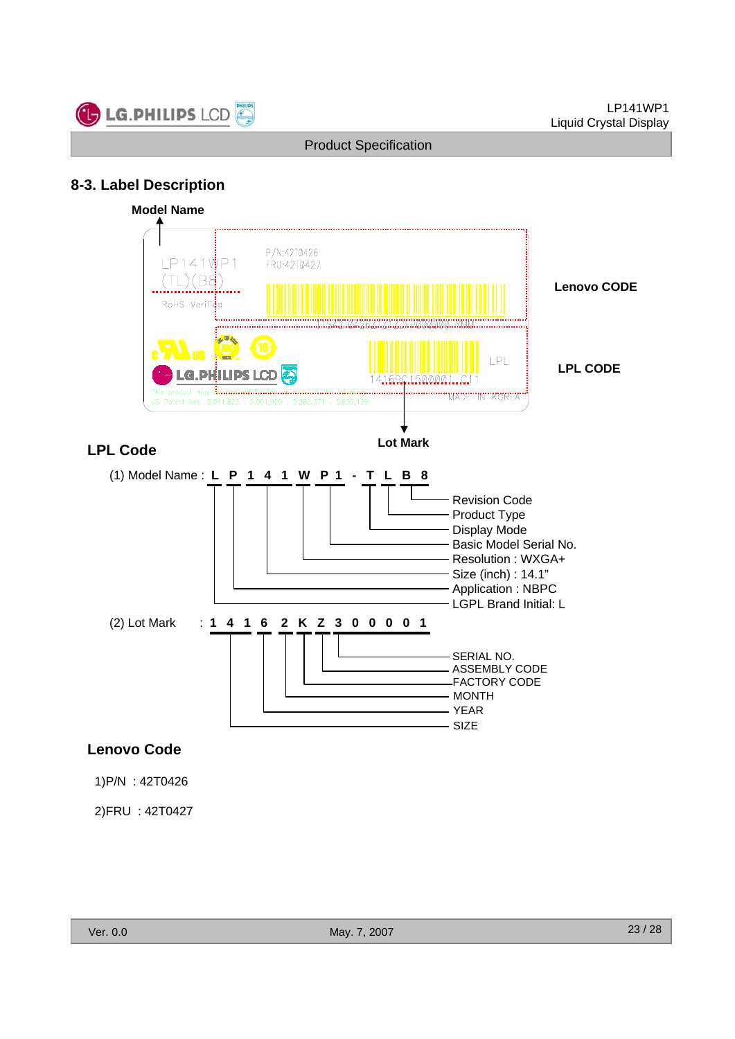## 8-3. Label Description

Model Name

Lenovo CODE

LPL CODE

Lot Mark

### LPL Code

(1) Model Name : L P 1 4 1 W P 1 - T L B 8

- Revision Code
- Product Type
- Display Mode
- Basic Model Serial No.
- Resolution : WXGA+
- Size (inch) : 14.1"
- Application : NBPC
- LGPL Brand Initial: L

(2) Lot Mark : 1 4 1 6 2 K Z 3 0 0 0 0 1

- SERIAL NO.
- ASSEMBLY CODE
- FACTORY CODE
- MONTH
- YEAR
- SIZE

### Lenovo Code

1)P/N : 42T0426

2)FRU : 42T0427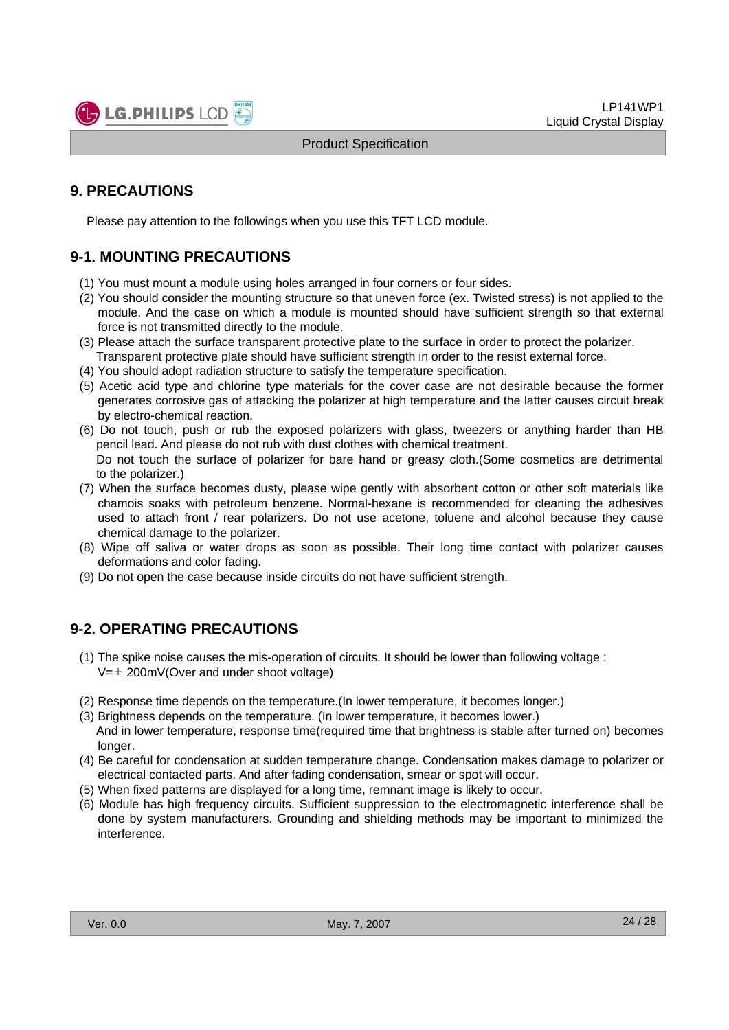## 9. PRECAUTIONS

Please pay attention to the followings when you use this TFT LCD module.

### 9-1. MOUNTING PRECAUTIONS

(1) You must mount a module using holes arranged in four corners or four sides.
(2) You should consider the mounting structure so that uneven force (ex. Twisted stress) is not applied to the module. And the case on which a module is mounted should have sufficient strength so that external force is not transmitted directly to the module.
(3) Please attach the surface transparent protective plate to the surface in order to protect the polarizer. Transparent protective plate should have sufficient strength in order to the resist external force.
(4) You should adopt radiation structure to satisfy the temperature specification.
(5) Acetic acid type and chlorine type materials for the cover case are not desirable because the former generates corrosive gas of attacking the polarizer at high temperature and the latter causes circuit break by electro-chemical reaction.
(6) Do not touch, push or rub the exposed polarizers with glass, tweezers or anything harder than HB pencil lead. And please do not rub with dust clothes with chemical treatment.
Do not touch the surface of polarizer for bare hand or greasy cloth.(Some cosmetics are detrimental to the polarizer.)
(7) When the surface becomes dusty, please wipe gently with absorbent cotton or other soft materials like chamois soaks with petroleum benzene. Normal-hexane is recommended for cleaning the adhesives used to attach front / rear polarizers. Do not use acetone, toluene and alcohol because they cause chemical damage to the polarizer.
(8) Wipe off saliva or water drops as soon as possible. Their long time contact with polarizer causes deformations and color fading.
(9) Do not open the case because inside circuits do not have sufficient strength.

### 9-2. OPERATING PRECAUTIONS

(1) The spike noise causes the mis-operation of circuits. It should be lower than following voltage :
V=± 200mV(Over and under shoot voltage)

(2) Response time depends on the temperature.(In lower temperature, it becomes longer.)
(3) Brightness depends on the temperature. (In lower temperature, it becomes lower.)
And in lower temperature, response time(required time that brightness is stable after turned on) becomes longer.
(4) Be careful for condensation at sudden temperature change. Condensation makes damage to polarizer or electrical contacted parts. And after fading condensation, smear or spot will occur.
(5) When fixed patterns are displayed for a long time, remnant image is likely to occur.
(6) Module has high frequency circuits. Sufficient suppression to the electromagnetic interference shall be done by system manufacturers. Grounding and shielding methods may be important to minimized the interference.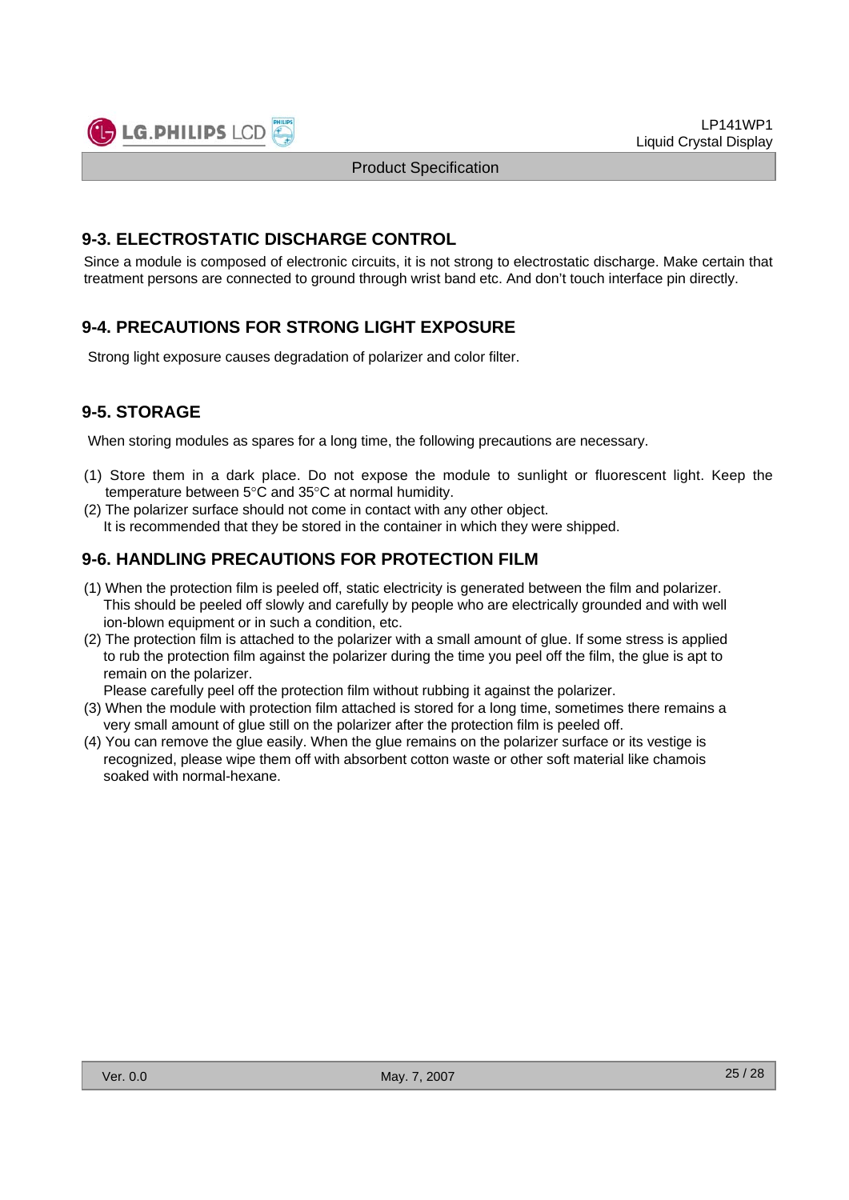## 9-3. ELECTROSTATIC DISCHARGE CONTROL

Since a module is composed of electronic circuits, it is not strong to electrostatic discharge. Make certain that treatment persons are connected to ground through wrist band etc. And don't touch interface pin directly.

## 9-4. PRECAUTIONS FOR STRONG LIGHT EXPOSURE

Strong light exposure causes degradation of polarizer and color filter.

## 9-5. STORAGE

When storing modules as spares for a long time, the following precautions are necessary.

(1) Store them in a dark place. Do not expose the module to sunlight or fluorescent light. Keep the temperature between 5°C and 35°C at normal humidity.
(2) The polarizer surface should not come in contact with any other object.
It is recommended that they be stored in the container in which they were shipped.

## 9-6. HANDLING PRECAUTIONS FOR PROTECTION FILM

(1) When the protection film is peeled off, static electricity is generated between the film and polarizer. This should be peeled off slowly and carefully by people who are electrically grounded and with well ion-blown equipment or in such a condition, etc.
(2) The protection film is attached to the polarizer with a small amount of glue. If some stress is applied to rub the protection film against the polarizer during the time you peel off the film, the glue is apt to remain on the polarizer.
Please carefully peel off the protection film without rubbing it against the polarizer.
(3) When the module with protection film attached is stored for a long time, sometimes there remains a very small amount of glue still on the polarizer after the protection film is peeled off.
(4) You can remove the glue easily. When the glue remains on the polarizer surface or its vestige is recognized, please wipe them off with absorbent cotton waste or other soft material like chamois soaked with normal-hexane.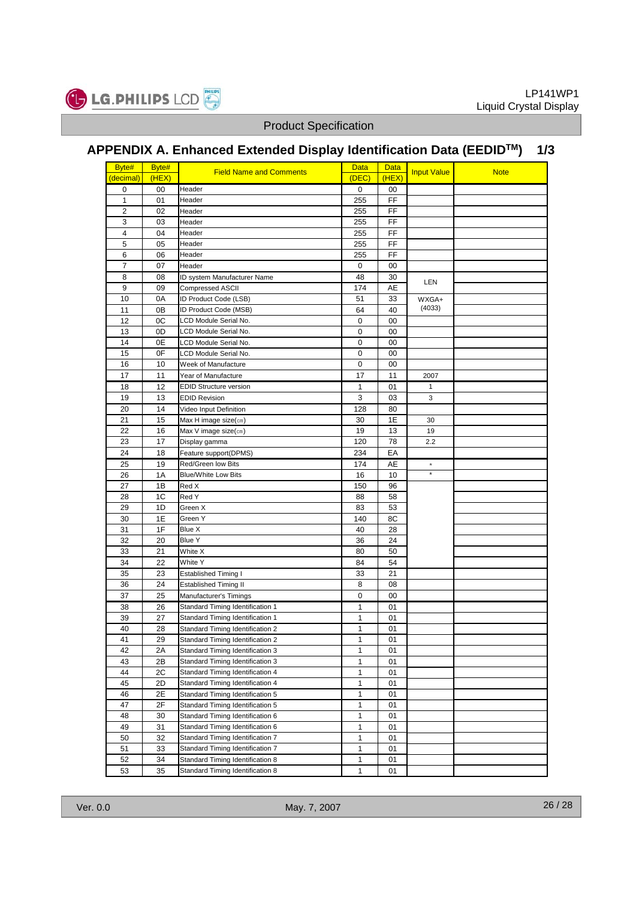# APPENDIX A. Enhanced Extended Display Identification Data (EEDID™) 1/3

| Byte# (decimal) | Byte# (HEX) | Field Name and Comments | Data (DEC) | Data (HEX) | Input Value | Note |
|---|---|---|---|---|---|---|
| 0 | 00 | Header | 0 | 00 | | |
| 1 | 01 | Header | 255 | FF | | |
| 2 | 02 | Header | 255 | FF | | |
| 3 | 03 | Header | 255 | FF | | |
| 4 | 04 | Header | 255 | FF | | |
| 5 | 05 | Header | 255 | FF | | |
| 6 | 06 | Header | 255 | FF | | |
| 7 | 07 | Header | 0 | 00 | | |
| 8 | 08 | ID system Manufacturer Name | 48 | 30 | LEN | |
| 9 | 09 | Compressed ASCII | 174 | AE | | |
| 10 | 0A | ID Product Code (LSB) | 51 | 33 | WXGA+ (4033) | |
| 11 | 0B | ID Product Code (MSB) | 64 | 40 | | |
| 12 | 0C | LCD Module Serial No. | 0 | 00 | | |
| 13 | 0D | LCD Module Serial No. | 0 | 00 | | |
| 14 | 0E | LCD Module Serial No. | 0 | 00 | | |
| 15 | 0F | LCD Module Serial No. | 0 | 00 | | |
| 16 | 10 | Week of Manufacture | 0 | 00 | | |
| 17 | 11 | Year of Manufacture | 17 | 11 | 2007 | |
| 18 | 12 | EDID Structure version | 1 | 01 | 1 | |
| 19 | 13 | EDID Revision | 3 | 03 | 3 | |
| 20 | 14 | Video Input Definition | 128 | 80 | | |
| 21 | 15 | Max H image size(㎝) | 30 | 1E | 30 | |
| 22 | 16 | Max V image size(㎝) | 19 | 13 | 19 | |
| 23 | 17 | Display gamma | 120 | 78 | 2.2 | |
| 24 | 18 | Feature support(DPMS) | 234 | EA | | |
| 25 | 19 | Red/Green low Bits | 174 | AE | * | |
| 26 | 1A | Blue/White Low Bits | 16 | 10 | * | |
| 27 | 1B | Red X | 150 | 96 | | |
| 28 | 1C | Red Y | 88 | 58 | | |
| 29 | 1D | Green X | 83 | 53 | | |
| 30 | 1E | Green Y | 140 | 8C | | |
| 31 | 1F | Blue X | 40 | 28 | | |
| 32 | 20 | Blue Y | 36 | 24 | | |
| 33 | 21 | White X | 80 | 50 | | |
| 34 | 22 | White Y | 84 | 54 | | |
| 35 | 23 | Established Timing I | 33 | 21 | | |
| 36 | 24 | Established Timing II | 8 | 08 | | |
| 37 | 25 | Manufacturer's Timings | 0 | 00 | | |
| 38 | 26 | Standard Timing Identification 1 | 1 | 01 | | |
| 39 | 27 | Standard Timing Identification 1 | 1 | 01 | | |
| 40 | 28 | Standard Timing Identification 2 | 1 | 01 | | |
| 41 | 29 | Standard Timing Identification 2 | 1 | 01 | | |
| 42 | 2A | Standard Timing Identification 3 | 1 | 01 | | |
| 43 | 2B | Standard Timing Identification 3 | 1 | 01 | | |
| 44 | 2C | Standard Timing Identification 4 | 1 | 01 | | |
| 45 | 2D | Standard Timing Identification 4 | 1 | 01 | | |
| 46 | 2E | Standard Timing Identification 5 | 1 | 01 | | |
| 47 | 2F | Standard Timing Identification 5 | 1 | 01 | | |
| 48 | 30 | Standard Timing Identification 6 | 1 | 01 | | |
| 49 | 31 | Standard Timing Identification 6 | 1 | 01 | | |
| 50 | 32 | Standard Timing Identification 7 | 1 | 01 | | |
| 51 | 33 | Standard Timing Identification 7 | 1 | 01 | | |
| 52 | 34 | Standard Timing Identification 8 | 1 | 01 | | |
| 53 | 35 | Standard Timing Identification 8 | 1 | 01 | | |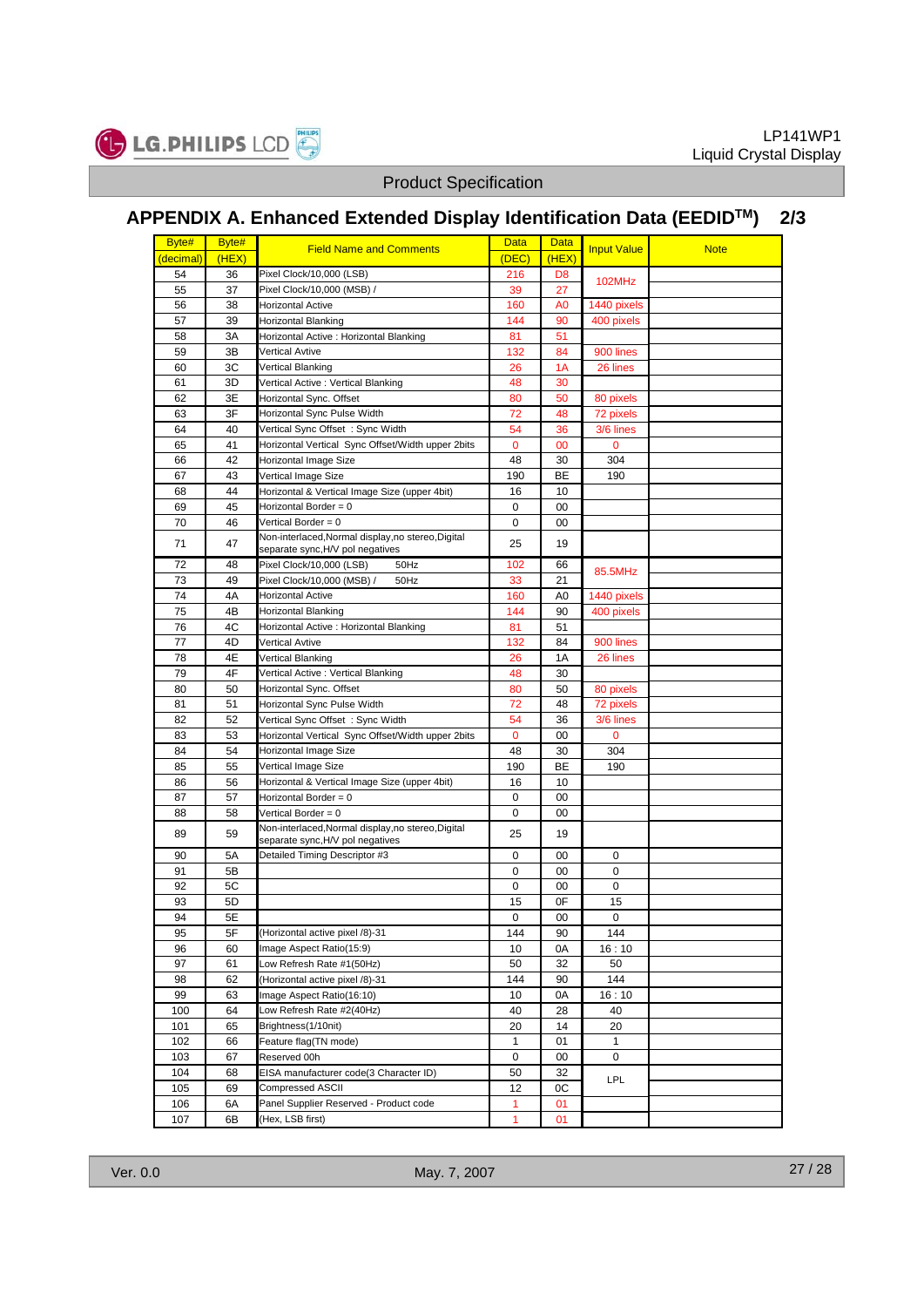Product Specification

## APPENDIX A. Enhanced Extended Display Identification Data (EEDID[TM]) 2/3

| Byte# (decimal) | Byte# (HEX) | Field Name and Comments | Data (DEC) | Data (HEX) | Input Value | Note |
|---|---|---|---|---|---|---|
| 54 | 36 | Pixel Clock/10,000 (LSB) | 216 | D8 | 102MHz | |
| 55 | 37 | Pixel Clock/10,000 (MSB) / | 39 | 27 | | |
| 56 | 38 | Horizontal Active | 160 | A0 | 1440 pixels | |
| 57 | 39 | Horizontal Blanking | 144 | 90 | 400 pixels | |
| 58 | 3A | Horizontal Active : Horizontal Blanking | 81 | 51 | | |
| 59 | 3B | Vertical Avtive | 132 | 84 | 900 lines | |
| 60 | 3C | Vertical Blanking | 26 | 1A | 26 lines | |
| 61 | 3D | Vertical Active : Vertical Blanking | 48 | 30 | | |
| 62 | 3E | Horizontal Sync. Offset | 80 | 50 | 80 pixels | |
| 63 | 3F | Horizontal Sync Pulse Width | 72 | 48 | 72 pixels | |
| 64 | 40 | Vertical Sync Offset : Sync Width | 54 | 36 | 3/6 lines | |
| 65 | 41 | Horizontal Vertical Sync Offset/Width upper 2bits | 0 | 00 | 0 | |
| 66 | 42 | Horizontal Image Size | 48 | 30 | 304 | |
| 67 | 43 | Vertical Image Size | 190 | BE | 190 | |
| 68 | 44 | Horizontal & Vertical Image Size (upper 4bit) | 16 | 10 | | |
| 69 | 45 | Horizontal Border = 0 | 0 | 00 | | |
| 70 | 46 | Vertical Border = 0 | 0 | 00 | | |
| 71 | 47 | Non-interlaced,Normal display,no stereo,Digital separate sync,H/V pol negatives | 25 | 19 | | |
| 72 | 48 | Pixel Clock/10,000 (LSB) 50Hz | 102 | 66 | 85.5MHz | |
| 73 | 49 | Pixel Clock/10,000 (MSB) / 50Hz | 33 | 21 | | |
| 74 | 4A | Horizontal Active | 160 | A0 | 1440 pixels | |
| 75 | 4B | Horizontal Blanking | 144 | 90 | 400 pixels | |
| 76 | 4C | Horizontal Active : Horizontal Blanking | 81 | 51 | | |
| 77 | 4D | Vertical Avtive | 132 | 84 | 900 lines | |
| 78 | 4E | Vertical Blanking | 26 | 1A | 26 lines | |
| 79 | 4F | Vertical Active : Vertical Blanking | 48 | 30 | | |
| 80 | 50 | Horizontal Sync. Offset | 80 | 50 | 80 pixels | |
| 81 | 51 | Horizontal Sync Pulse Width | 72 | 48 | 72 pixels | |
| 82 | 52 | Vertical Sync Offset : Sync Width | 54 | 36 | 3/6 lines | |
| 83 | 53 | Horizontal Vertical Sync Offset/Width upper 2bits | 0 | 00 | 0 | |
| 84 | 54 | Horizontal Image Size | 48 | 30 | 304 | |
| 85 | 55 | Vertical Image Size | 190 | BE | 190 | |
| 86 | 56 | Horizontal & Vertical Image Size (upper 4bit) | 16 | 10 | | |
| 87 | 57 | Horizontal Border = 0 | 0 | 00 | | |
| 88 | 58 | Vertical Border = 0 | 0 | 00 | | |
| 89 | 59 | Non-interlaced,Normal display,no stereo,Digital separate sync,H/V pol negatives | 25 | 19 | | |
| 90 | 5A | Detailed Timing Descriptor #3 | 0 | 00 | 0 | |
| 91 | 5B | | 0 | 00 | 0 | |
| 92 | 5C | | 0 | 00 | 0 | |
| 93 | 5D | | 15 | 0F | 15 | |
| 94 | 5E | | 0 | 00 | 0 | |
| 95 | 5F | (Horizontal active pixel /8)-31 | 144 | 90 | 144 | |
| 96 | 60 | Image Aspect Ratio(15:9) | 10 | 0A | 16 : 10 | |
| 97 | 61 | Low Refresh Rate #1(50Hz) | 50 | 32 | 50 | |
| 98 | 62 | (Horizontal active pixel /8)-31 | 144 | 90 | 144 | |
| 99 | 63 | Image Aspect Ratio(16:10) | 10 | 0A | 16 : 10 | |
| 100 | 64 | Low Refresh Rate #2(40Hz) | 40 | 28 | 40 | |
| 101 | 65 | Brightness(1/10nit) | 20 | 14 | 20 | |
| 102 | 66 | Feature flag(TN mode) | 1 | 01 | 1 | |
| 103 | 67 | Reserved 00h | 0 | 00 | 0 | |
| 104 | 68 | EISA manufacturer code(3 Character ID) | 50 | 32 | LPL | |
| 105 | 69 | Compressed ASCII | 12 | 0C | | |
| 106 | 6A | Panel Supplier Reserved - Product code | 1 | 01 | | |
| 107 | 6B | (Hex, LSB first) | 1 | 01 | | |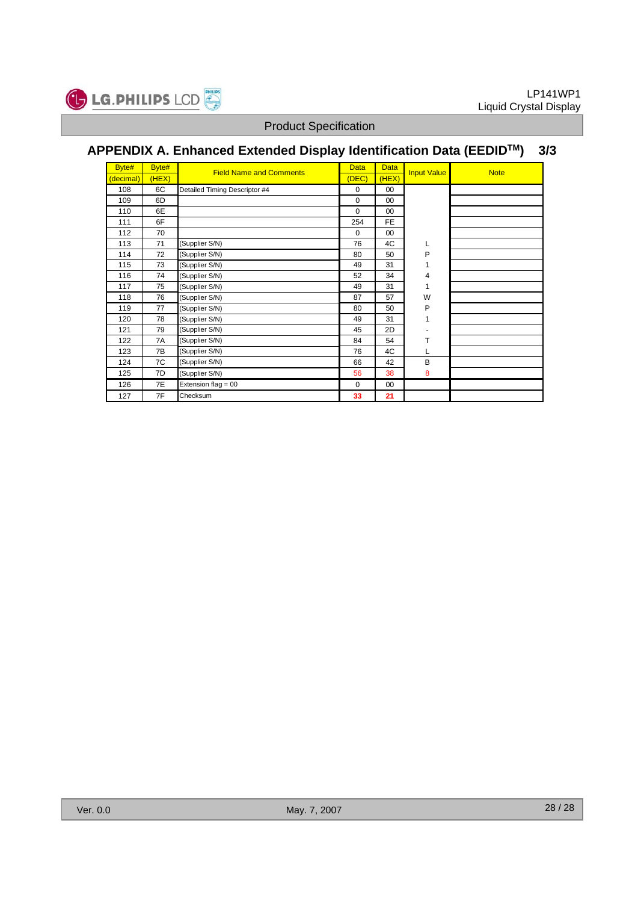## APPENDIX A. Enhanced Extended Display Identification Data (EEDID™) 3/3

| Byte# (decimal) | Byte# (HEX) | Field Name and Comments | Data (DEC) | Data (HEX) | Input Value | Note |
|---|---|---|---|---|---|---|
| 108 | 6C | Detailed Timing Descriptor #4 | 0 | 00 | | |
| 109 | 6D | | 0 | 00 | | |
| 110 | 6E | | 0 | 00 | | |
| 111 | 6F | | 254 | FE | | |
| 112 | 70 | | 0 | 00 | | |
| 113 | 71 | (Supplier S/N) | 76 | 4C | L | |
| 114 | 72 | (Supplier S/N) | 80 | 50 | P | |
| 115 | 73 | (Supplier S/N) | 49 | 31 | 1 | |
| 116 | 74 | (Supplier S/N) | 52 | 34 | 4 | |
| 117 | 75 | (Supplier S/N) | 49 | 31 | 1 | |
| 118 | 76 | (Supplier S/N) | 87 | 57 | W | |
| 119 | 77 | (Supplier S/N) | 80 | 50 | P | |
| 120 | 78 | (Supplier S/N) | 49 | 31 | 1 | |
| 121 | 79 | (Supplier S/N) | 45 | 2D | - | |
| 122 | 7A | (Supplier S/N) | 84 | 54 | T | |
| 123 | 7B | (Supplier S/N) | 76 | 4C | L | |
| 124 | 7C | (Supplier S/N) | 66 | 42 | B | |
| 125 | 7D | (Supplier S/N) | 56 | 38 | 8 | |
| 126 | 7E | Extension flag = 00 | 0 | 00 | | |
| 127 | 7F | Checksum | **33** | **21** | | |